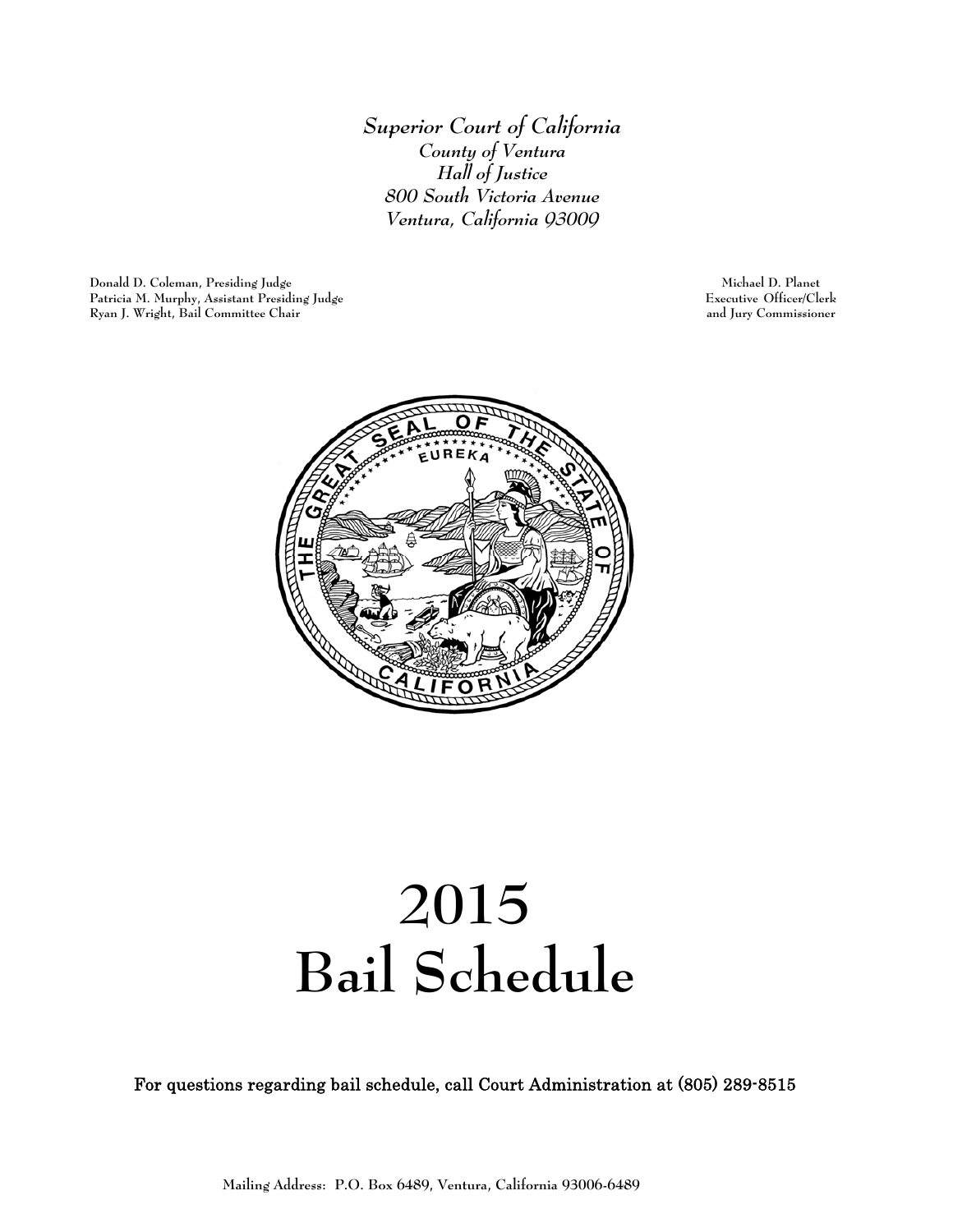*Superior Court of California*
*County of Ventura*
*Hall of Justice*
*800 South Victoria Avenue*
*Ventura, California 93009*

Donald D. Coleman, Presiding Judge
Patricia M. Murphy, Assistant Presiding Judge
Ryan J. Wright, Bail Committee Chair

Michael D. Planet
Executive Officer/Clerk
and Jury Commissioner

# 2015
# Bail Schedule

**For questions regarding bail schedule, call Court Administration at (805) 289-8515**

Mailing Address: P.O. Box 6489, Ventura, California 93006-6489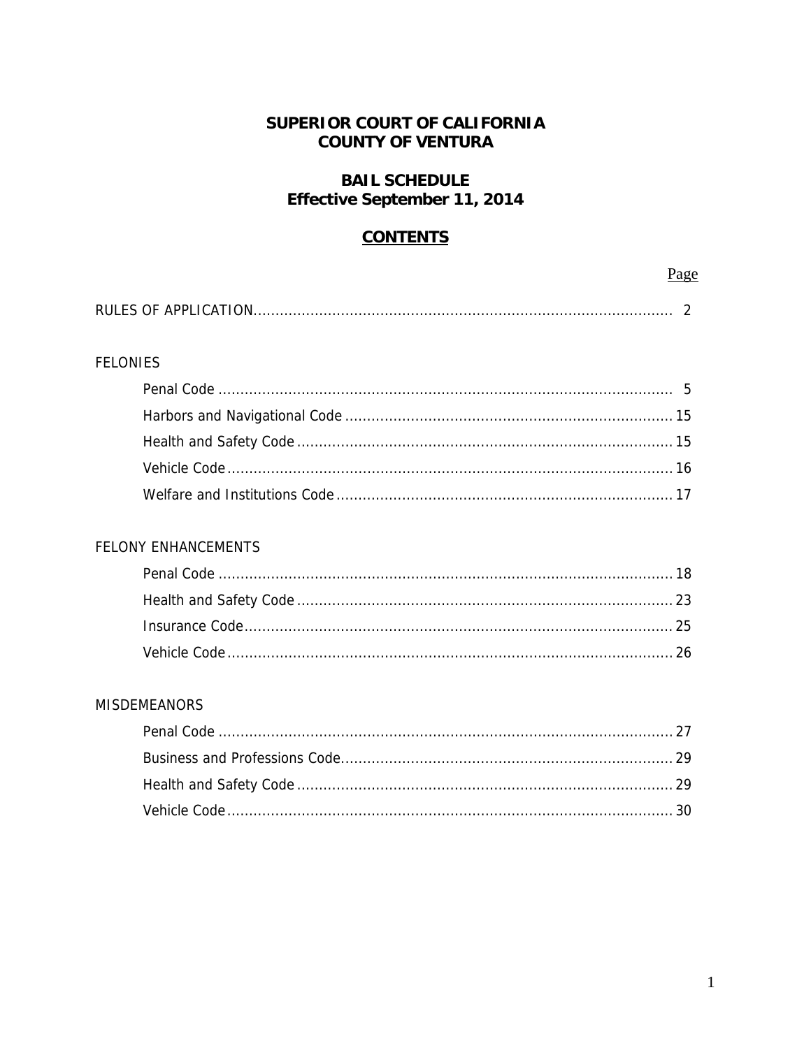# SUPERIOR COURT OF CALIFORNIA
# COUNTY OF VENTURA

## BAIL SCHEDULE
## Effective September 11, 2014

## CONTENTS

| | Page |
|---|---|
| RULES OF APPLICATION | 2 |
| **FELONIES** | |
| Penal Code | 5 |
| Harbors and Navigational Code | 15 |
| Health and Safety Code | 15 |
| Vehicle Code | 16 |
| Welfare and Institutions Code | 17 |
| **FELONY ENHANCEMENTS** | |
| Penal Code | 18 |
| Health and Safety Code | 23 |
| Insurance Code | 25 |
| Vehicle Code | 26 |
| **MISDEMEANORS** | |
| Penal Code | 27 |
| Business and Professions Code | 29 |
| Health and Safety Code | 29 |
| Vehicle Code | 30 |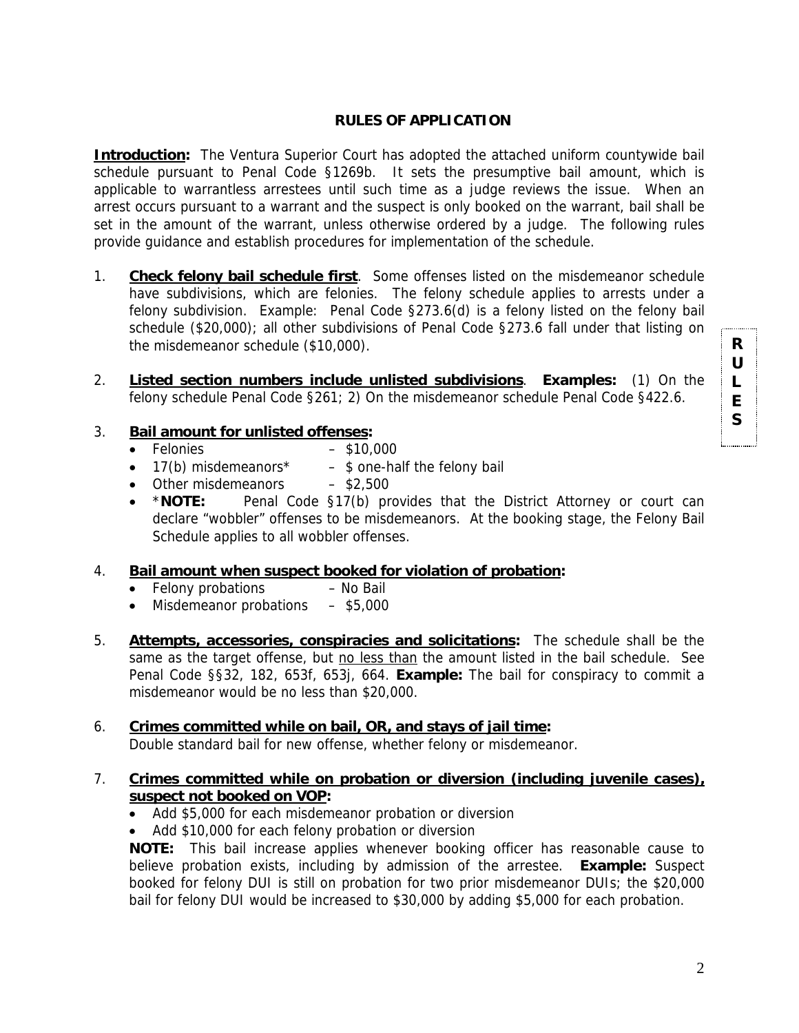# RULES OF APPLICATION

**Introduction:** The Ventura Superior Court has adopted the attached uniform countywide bail schedule pursuant to Penal Code §1269b. It sets the presumptive bail amount, which is applicable to warrantless arrestees until such time as a judge reviews the issue. When an arrest occurs pursuant to a warrant and the suspect is only booked on the warrant, bail shall be set in the amount of the warrant, unless otherwise ordered by a judge. The following rules provide guidance and establish procedures for implementation of the schedule.

1. **Check felony bail schedule first**. Some offenses listed on the misdemeanor schedule have subdivisions, which are felonies. The felony schedule applies to arrests under a felony subdivision. Example: Penal Code §273.6(d) is a felony listed on the felony bail schedule ($20,000); all other subdivisions of Penal Code §273.6 fall under that listing on the misdemeanor schedule ($10,000).

2. **Listed section numbers include unlisted subdivisions**. **Examples:** (1) On the felony schedule Penal Code §261; 2) On the misdemeanor schedule Penal Code §422.6.

3. **Bail amount for unlisted offenses:**
   - Felonies – $10,000
   - 17(b) misdemeanors* – $ one-half the felony bail
   - Other misdemeanors – $2,500
   - ***NOTE:** Penal Code §17(b) provides that the District Attorney or court can declare "wobbler" offenses to be misdemeanors. At the booking stage, the Felony Bail Schedule applies to all wobbler offenses.

4. **Bail amount when suspect booked for violation of probation:**
   - Felony probations – No Bail
   - Misdemeanor probations – $5,000

5. **Attempts, accessories, conspiracies and solicitations:** The schedule shall be the same as the target offense, but <u>no less than</u> the amount listed in the bail schedule. See Penal Code §§32, 182, 653f, 653j, 664. **Example:** The bail for conspiracy to commit a misdemeanor would be no less than $20,000.

6. **Crimes committed while on bail, OR, and stays of jail time:**
   Double standard bail for new offense, whether felony or misdemeanor.

7. **Crimes committed while on probation or diversion (including juvenile cases), suspect not booked on VOP:**
   - Add $5,000 for each misdemeanor probation or diversion
   - Add $10,000 for each felony probation or diversion

   **NOTE:** This bail increase applies whenever booking officer has reasonable cause to believe probation exists, including by admission of the arrestee. **Example:** Suspect booked for felony DUI is still on probation for two prior misdemeanor DUIs; the $20,000 bail for felony DUI would be increased to $30,000 by adding $5,000 for each probation.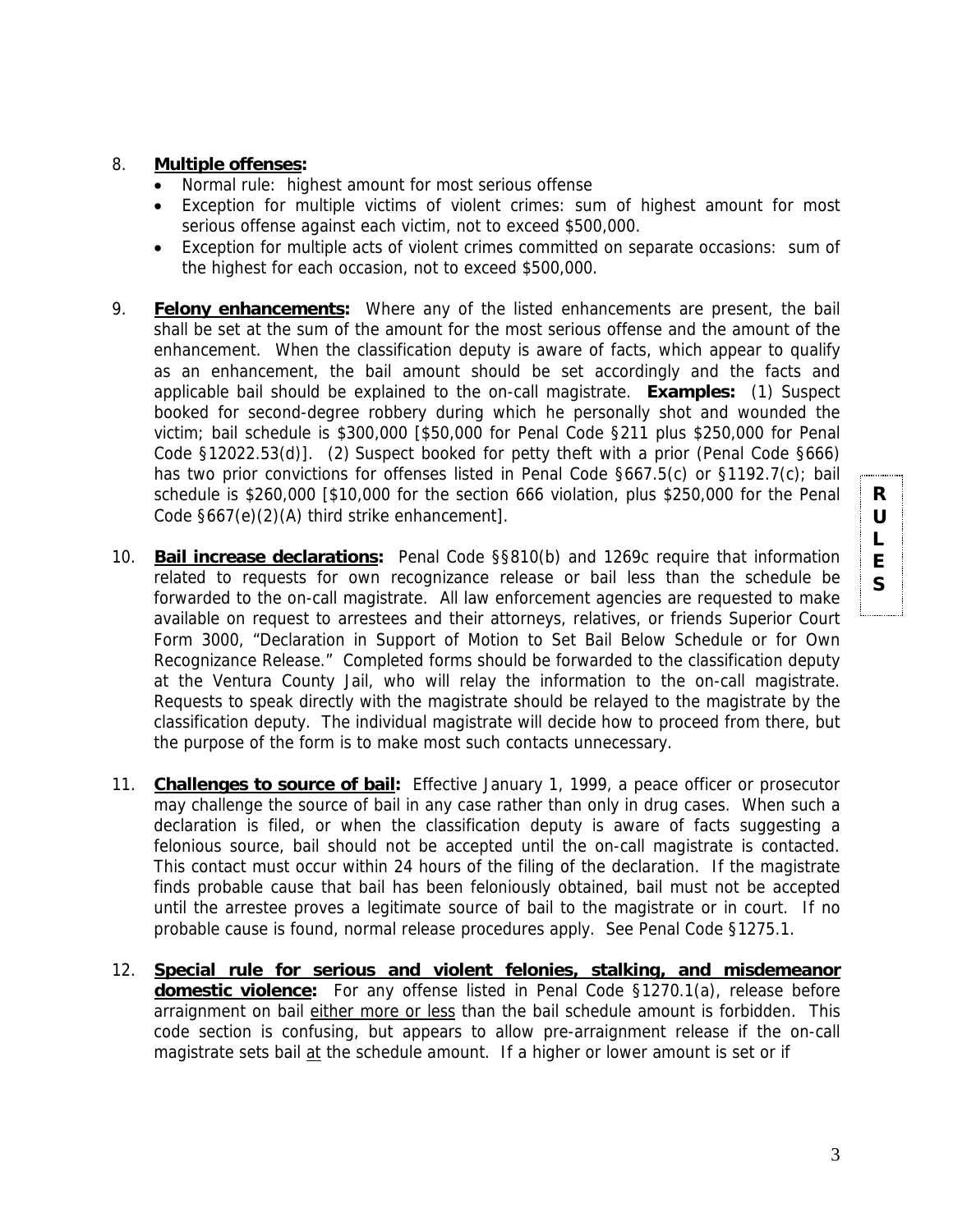8. **Multiple offenses:**
   - Normal rule: highest amount for most serious offense
   - Exception for multiple victims of violent crimes: sum of highest amount for most serious offense against each victim, not to exceed $500,000.
   - Exception for multiple acts of violent crimes committed on separate occasions: sum of the highest for each occasion, not to exceed $500,000.

9. **Felony enhancements:** Where any of the listed enhancements are present, the bail shall be set at the sum of the amount for the most serious offense and the amount of the enhancement. When the classification deputy is aware of facts, which appear to qualify as an enhancement, the bail amount should be set accordingly and the facts and applicable bail should be explained to the on-call magistrate. **Examples:** (1) Suspect booked for second-degree robbery during which he personally shot and wounded the victim; bail schedule is $300,000 [$50,000 for Penal Code §211 plus $250,000 for Penal Code §12022.53(d)]. (2) Suspect booked for petty theft with a prior (Penal Code §666) has two prior convictions for offenses listed in Penal Code §667.5(c) or §1192.7(c); bail schedule is $260,000 [$10,000 for the section 666 violation, plus $250,000 for the Penal Code §667(e)(2)(A) third strike enhancement].

10. **Bail increase declarations:** Penal Code §§810(b) and 1269c require that information related to requests for own recognizance release or bail less than the schedule be forwarded to the on-call magistrate. All law enforcement agencies are requested to make available on request to arrestees and their attorneys, relatives, or friends Superior Court Form 3000, "Declaration in Support of Motion to Set Bail Below Schedule or for Own Recognizance Release." Completed forms should be forwarded to the classification deputy at the Ventura County Jail, who will relay the information to the on-call magistrate. Requests to speak directly with the magistrate should be relayed to the magistrate by the classification deputy. The individual magistrate will decide how to proceed from there, but the purpose of the form is to make most such contacts unnecessary.

11. **Challenges to source of bail:** Effective January 1, 1999, a peace officer or prosecutor may challenge the source of bail in any case rather than only in drug cases. When such a declaration is filed, or when the classification deputy is aware of facts suggesting a felonious source, bail should not be accepted until the on-call magistrate is contacted. This contact must occur within 24 hours of the filing of the declaration. If the magistrate finds probable cause that bail has been feloniously obtained, bail must not be accepted until the arrestee proves a legitimate source of bail to the magistrate or in court. If no probable cause is found, normal release procedures apply. See Penal Code §1275.1.

12. **Special rule for serious and violent felonies, stalking, and misdemeanor domestic violence:** For any offense listed in Penal Code §1270.1(a), release before arraignment on bail either more or less than the bail schedule amount is forbidden. This code section is confusing, but appears to allow pre-arraignment release if the on-call magistrate sets bail at the schedule amount. If a higher or lower amount is set or if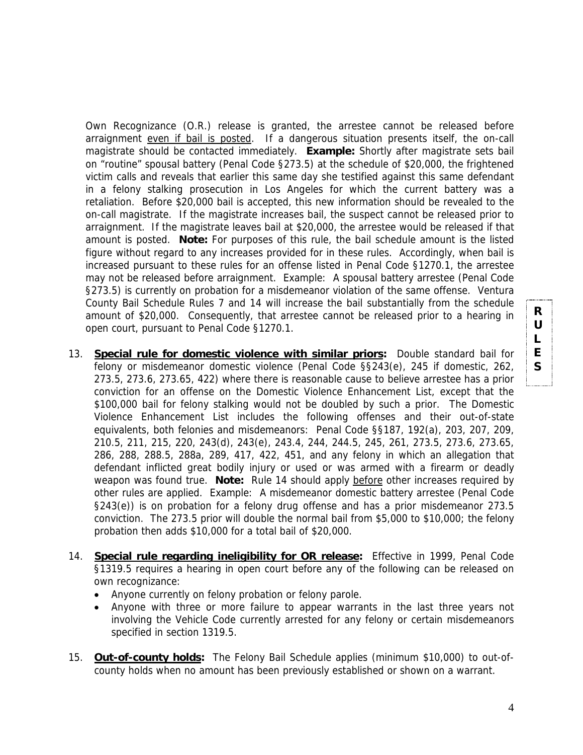Own Recognizance (O.R.) release is granted, the arrestee cannot be released before arraignment even if bail is posted. If a dangerous situation presents itself, the on-call magistrate should be contacted immediately. **Example:** Shortly after magistrate sets bail on "routine" spousal battery (Penal Code §273.5) at the schedule of $20,000, the frightened victim calls and reveals that earlier this same day she testified against this same defendant in a felony stalking prosecution in Los Angeles for which the current battery was a retaliation. Before $20,000 bail is accepted, this new information should be revealed to the on-call magistrate. If the magistrate increases bail, the suspect cannot be released prior to arraignment. If the magistrate leaves bail at $20,000, the arrestee would be released if that amount is posted. **Note:** For purposes of this rule, the bail schedule amount is the listed figure without regard to any increases provided for in these rules. Accordingly, when bail is increased pursuant to these rules for an offense listed in Penal Code §1270.1, the arrestee may not be released before arraignment. Example: A spousal battery arrestee (Penal Code §273.5) is currently on probation for a misdemeanor violation of the same offense. Ventura County Bail Schedule Rules 7 and 14 will increase the bail substantially from the schedule amount of $20,000. Consequently, that arrestee cannot be released prior to a hearing in open court, pursuant to Penal Code §1270.1.

13. **Special rule for domestic violence with similar priors:** Double standard bail for felony or misdemeanor domestic violence (Penal Code §§243(e), 245 if domestic, 262, 273.5, 273.6, 273.65, 422) where there is reasonable cause to believe arrestee has a prior conviction for an offense on the Domestic Violence Enhancement List, except that the $100,000 bail for felony stalking would not be doubled by such a prior. The Domestic Violence Enhancement List includes the following offenses and their out-of-state equivalents, both felonies and misdemeanors: Penal Code §§187, 192(a), 203, 207, 209, 210.5, 211, 215, 220, 243(d), 243(e), 243.4, 244, 244.5, 245, 261, 273.5, 273.6, 273.65, 286, 288, 288.5, 288a, 289, 417, 422, 451, and any felony in which an allegation that defendant inflicted great bodily injury or used or was armed with a firearm or deadly weapon was found true. **Note:** Rule 14 should apply before other increases required by other rules are applied. Example: A misdemeanor domestic battery arrestee (Penal Code §243(e)) is on probation for a felony drug offense and has a prior misdemeanor 273.5 conviction. The 273.5 prior will double the normal bail from $5,000 to $10,000; the felony probation then adds $10,000 for a total bail of $20,000.

14. **Special rule regarding ineligibility for OR release:** Effective in 1999, Penal Code §1319.5 requires a hearing in open court before any of the following can be released on own recognizance:
    - Anyone currently on felony probation or felony parole.
    - Anyone with three or more failure to appear warrants in the last three years not involving the Vehicle Code currently arrested for any felony or certain misdemeanors specified in section 1319.5.

15. **Out-of-county holds:** The Felony Bail Schedule applies (minimum $10,000) to out-of-county holds when no amount has been previously established or shown on a warrant.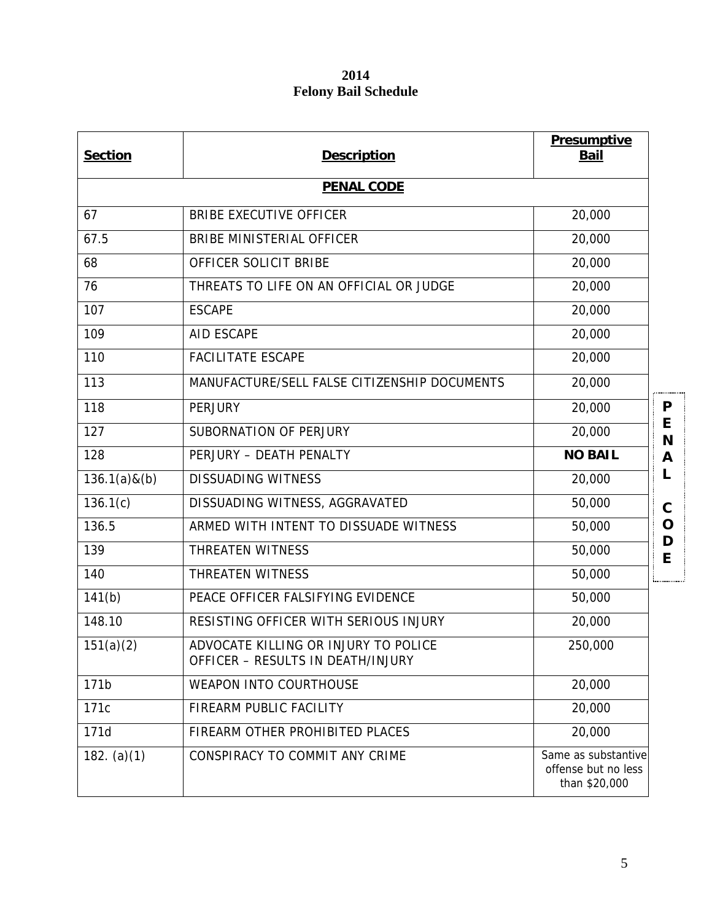**2014**
**Felony Bail Schedule**

| Section | Description | Presumptive Bail |
|---|---|---|
| | **PENAL CODE** | |
| 67 | BRIBE EXECUTIVE OFFICER | 20,000 |
| 67.5 | BRIBE MINISTERIAL OFFICER | 20,000 |
| 68 | OFFICER SOLICIT BRIBE | 20,000 |
| 76 | THREATS TO LIFE ON AN OFFICIAL OR JUDGE | 20,000 |
| 107 | ESCAPE | 20,000 |
| 109 | AID ESCAPE | 20,000 |
| 110 | FACILITATE ESCAPE | 20,000 |
| 113 | MANUFACTURE/SELL FALSE CITIZENSHIP DOCUMENTS | 20,000 |
| 118 | PERJURY | 20,000 |
| 127 | SUBORNATION OF PERJURY | 20,000 |
| 128 | PERJURY – DEATH PENALTY | **NO BAIL** |
| 136.1(a)&(b) | DISSUADING WITNESS | 20,000 |
| 136.1(c) | DISSUADING WITNESS, AGGRAVATED | 50,000 |
| 136.5 | ARMED WITH INTENT TO DISSUADE WITNESS | 50,000 |
| 139 | THREATEN WITNESS | 50,000 |
| 140 | THREATEN WITNESS | 50,000 |
| 141(b) | PEACE OFFICER FALSIFYING EVIDENCE | 50,000 |
| 148.10 | RESISTING OFFICER WITH SERIOUS INJURY | 20,000 |
| 151(a)(2) | ADVOCATE KILLING OR INJURY TO POLICE OFFICER – RESULTS IN DEATH/INJURY | 250,000 |
| 171b | WEAPON INTO COURTHOUSE | 20,000 |
| 171c | FIREARM PUBLIC FACILITY | 20,000 |
| 171d | FIREARM OTHER PROHIBITED PLACES | 20,000 |
| 182. (a)(1) | CONSPIRACY TO COMMIT ANY CRIME | Same as substantive offense but no less than $20,000 |

PENAL CODE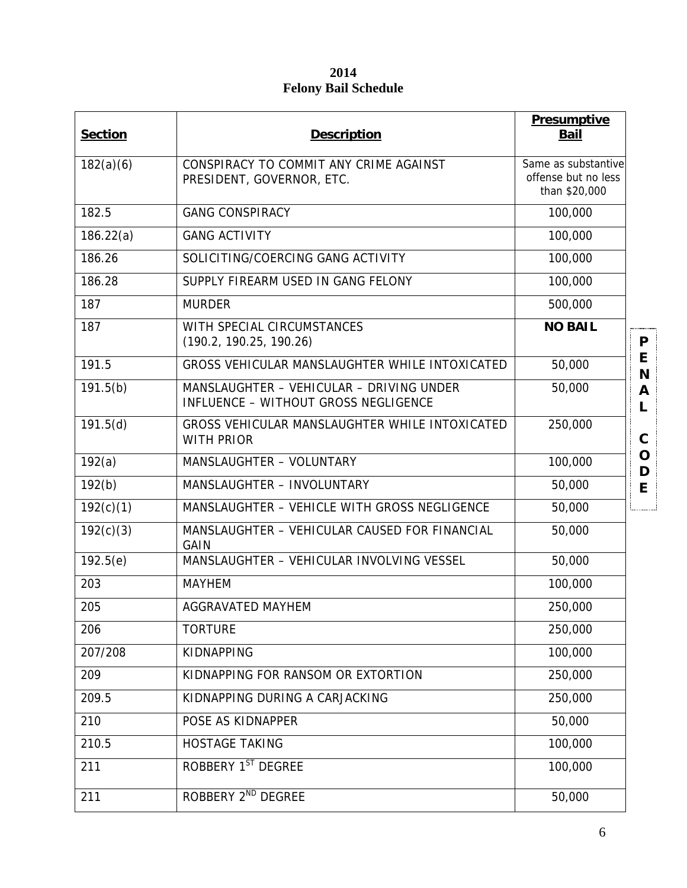# 2014
# Felony Bail Schedule

| Section | Description | Presumptive Bail |
| --- | --- | --- |
| 182(a)(6) | CONSPIRACY TO COMMIT ANY CRIME AGAINST PRESIDENT, GOVERNOR, ETC. | Same as substantive offense but no less than $20,000 |
| 182.5 | GANG CONSPIRACY | 100,000 |
| 186.22(a) | GANG ACTIVITY | 100,000 |
| 186.26 | SOLICITING/COERCING GANG ACTIVITY | 100,000 |
| 186.28 | SUPPLY FIREARM USED IN GANG FELONY | 100,000 |
| 187 | MURDER | 500,000 |
| 187 | WITH SPECIAL CIRCUMSTANCES (190.2, 190.25, 190.26) | **NO BAIL** |
| 191.5 | GROSS VEHICULAR MANSLAUGHTER WHILE INTOXICATED | 50,000 |
| 191.5(b) | MANSLAUGHTER – VEHICULAR – DRIVING UNDER INFLUENCE – WITHOUT GROSS NEGLIGENCE | 50,000 |
| 191.5(d) | GROSS VEHICULAR MANSLAUGHTER WHILE INTOXICATED WITH PRIOR | 250,000 |
| 192(a) | MANSLAUGHTER – VOLUNTARY | 100,000 |
| 192(b) | MANSLAUGHTER – INVOLUNTARY | 50,000 |
| 192(c)(1) | MANSLAUGHTER – VEHICLE WITH GROSS NEGLIGENCE | 50,000 |
| 192(c)(3) | MANSLAUGHTER – VEHICULAR CAUSED FOR FINANCIAL GAIN | 50,000 |
| 192.5(e) | MANSLAUGHTER – VEHICULAR INVOLVING VESSEL | 50,000 |
| 203 | MAYHEM | 100,000 |
| 205 | AGGRAVATED MAYHEM | 250,000 |
| 206 | TORTURE | 250,000 |
| 207/208 | KIDNAPPING | 100,000 |
| 209 | KIDNAPPING FOR RANSOM OR EXTORTION | 250,000 |
| 209.5 | KIDNAPPING DURING A CARJACKING | 250,000 |
| 210 | POSE AS KIDNAPPER | 50,000 |
| 210.5 | HOSTAGE TAKING | 100,000 |
| 211 | ROBBERY 1ST DEGREE | 100,000 |
| 211 | ROBBERY 2ND DEGREE | 50,000 |

**PENAL CODE**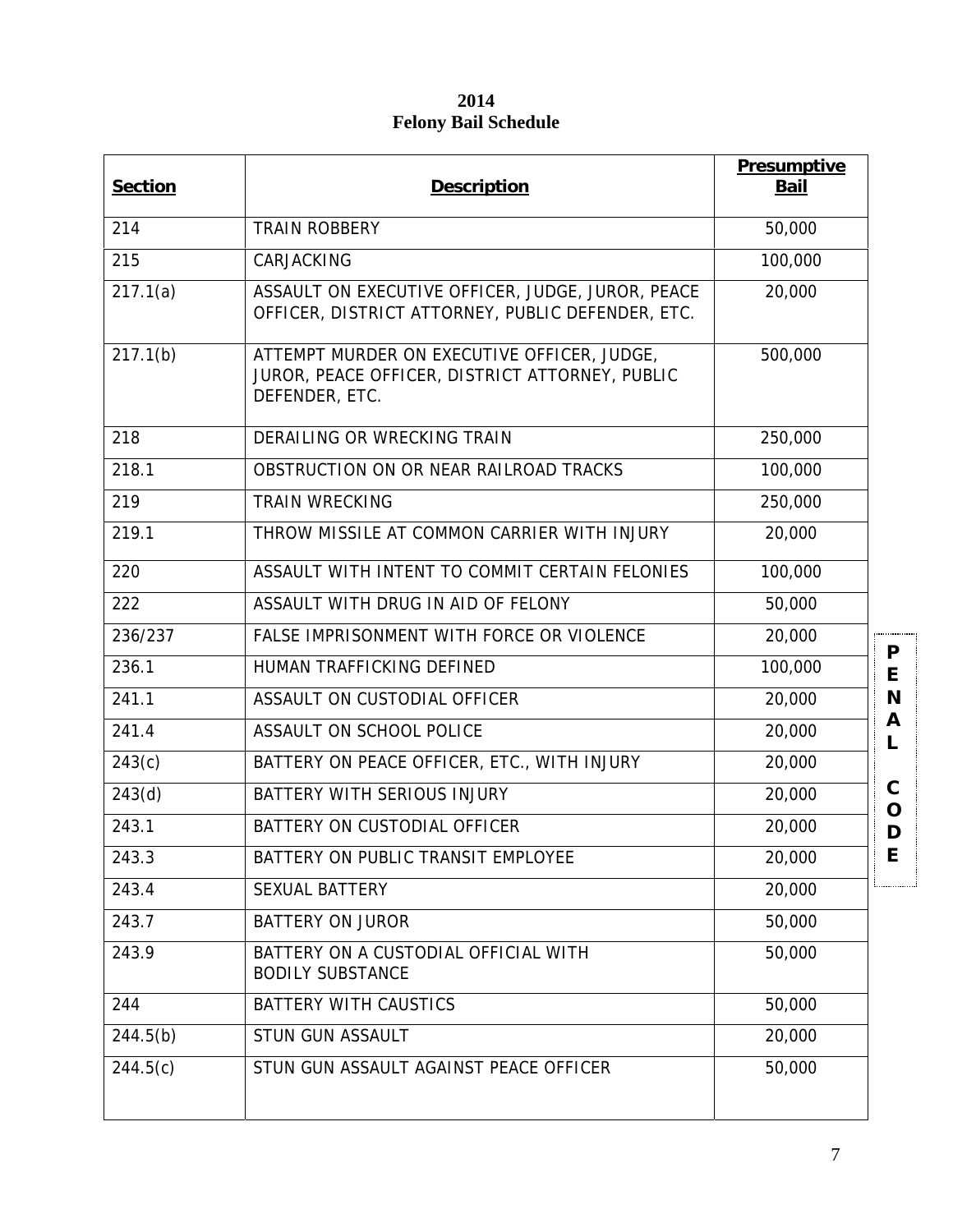**2014**
**Felony Bail Schedule**

| Section | Description | Presumptive Bail |
|---|---|---|
| 214 | TRAIN ROBBERY | 50,000 |
| 215 | CARJACKING | 100,000 |
| 217.1(a) | ASSAULT ON EXECUTIVE OFFICER, JUDGE, JUROR, PEACE OFFICER, DISTRICT ATTORNEY, PUBLIC DEFENDER, ETC. | 20,000 |
| 217.1(b) | ATTEMPT MURDER ON EXECUTIVE OFFICER, JUDGE, JUROR, PEACE OFFICER, DISTRICT ATTORNEY, PUBLIC DEFENDER, ETC. | 500,000 |
| 218 | DERAILING OR WRECKING TRAIN | 250,000 |
| 218.1 | OBSTRUCTION ON OR NEAR RAILROAD TRACKS | 100,000 |
| 219 | TRAIN WRECKING | 250,000 |
| 219.1 | THROW MISSILE AT COMMON CARRIER WITH INJURY | 20,000 |
| 220 | ASSAULT WITH INTENT TO COMMIT CERTAIN FELONIES | 100,000 |
| 222 | ASSAULT WITH DRUG IN AID OF FELONY | 50,000 |
| 236/237 | FALSE IMPRISONMENT WITH FORCE OR VIOLENCE | 20,000 |
| 236.1 | HUMAN TRAFFICKING DEFINED | 100,000 |
| 241.1 | ASSAULT ON CUSTODIAL OFFICER | 20,000 |
| 241.4 | ASSAULT ON SCHOOL POLICE | 20,000 |
| 243(c) | BATTERY ON PEACE OFFICER, ETC., WITH INJURY | 20,000 |
| 243(d) | BATTERY WITH SERIOUS INJURY | 20,000 |
| 243.1 | BATTERY ON CUSTODIAL OFFICER | 20,000 |
| 243.3 | BATTERY ON PUBLIC TRANSIT EMPLOYEE | 20,000 |
| 243.4 | SEXUAL BATTERY | 20,000 |
| 243.7 | BATTERY ON JUROR | 50,000 |
| 243.9 | BATTERY ON A CUSTODIAL OFFICIAL WITH BODILY SUBSTANCE | 50,000 |
| 244 | BATTERY WITH CAUSTICS | 50,000 |
| 244.5(b) | STUN GUN ASSAULT | 20,000 |
| 244.5(c) | STUN GUN ASSAULT AGAINST PEACE OFFICER | 50,000 |

PENAL CODE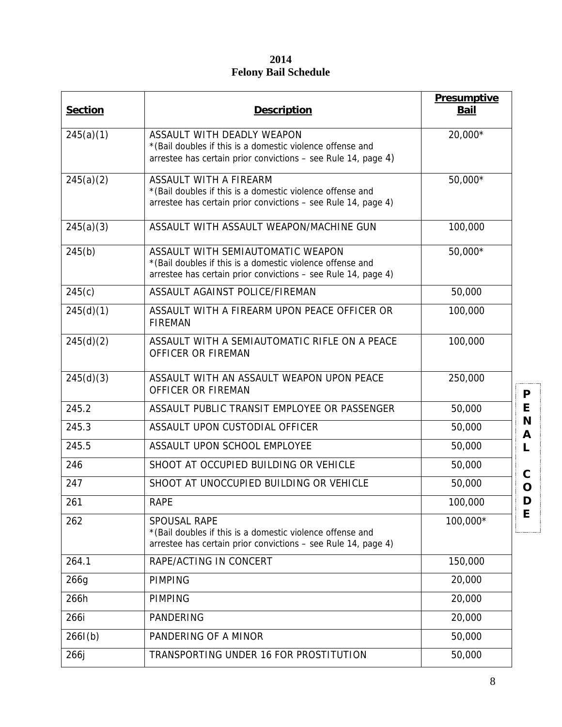**2014**
**Felony Bail Schedule**

| Section | Description | Presumptive Bail |
|---|---|---|
| 245(a)(1) | ASSAULT WITH DEADLY WEAPON *(Bail doubles if this is a domestic violence offense and arrestee has certain prior convictions – see Rule 14, page 4) | 20,000* |
| 245(a)(2) | ASSAULT WITH A FIREARM *(Bail doubles if this is a domestic violence offense and arrestee has certain prior convictions – see Rule 14, page 4) | 50,000* |
| 245(a)(3) | ASSAULT WITH ASSAULT WEAPON/MACHINE GUN | 100,000 |
| 245(b) | ASSAULT WITH SEMIAUTOMATIC WEAPON *(Bail doubles if this is a domestic violence offense and arrestee has certain prior convictions – see Rule 14, page 4) | 50,000* |
| 245(c) | ASSAULT AGAINST POLICE/FIREMAN | 50,000 |
| 245(d)(1) | ASSAULT WITH A FIREARM UPON PEACE OFFICER OR FIREMAN | 100,000 |
| 245(d)(2) | ASSAULT WITH A SEMIAUTOMATIC RIFLE ON A PEACE OFFICER OR FIREMAN | 100,000 |
| 245(d)(3) | ASSAULT WITH AN ASSAULT WEAPON UPON PEACE OFFICER OR FIREMAN | 250,000 |
| 245.2 | ASSAULT PUBLIC TRANSIT EMPLOYEE OR PASSENGER | 50,000 |
| 245.3 | ASSAULT UPON CUSTODIAL OFFICER | 50,000 |
| 245.5 | ASSAULT UPON SCHOOL EMPLOYEE | 50,000 |
| 246 | SHOOT AT OCCUPIED BUILDING OR VEHICLE | 50,000 |
| 247 | SHOOT AT UNOCCUPIED BUILDING OR VEHICLE | 50,000 |
| 261 | RAPE | 100,000 |
| 262 | SPOUSAL RAPE *(Bail doubles if this is a domestic violence offense and arrestee has certain prior convictions – see Rule 14, page 4) | 100,000* |
| 264.1 | RAPE/ACTING IN CONCERT | 150,000 |
| 266g | PIMPING | 20,000 |
| 266h | PIMPING | 20,000 |
| 266i | PANDERING | 20,000 |
| 266I(b) | PANDERING OF A MINOR | 50,000 |
| 266j | TRANSPORTING UNDER 16 FOR PROSTITUTION | 50,000 |

PENAL CODE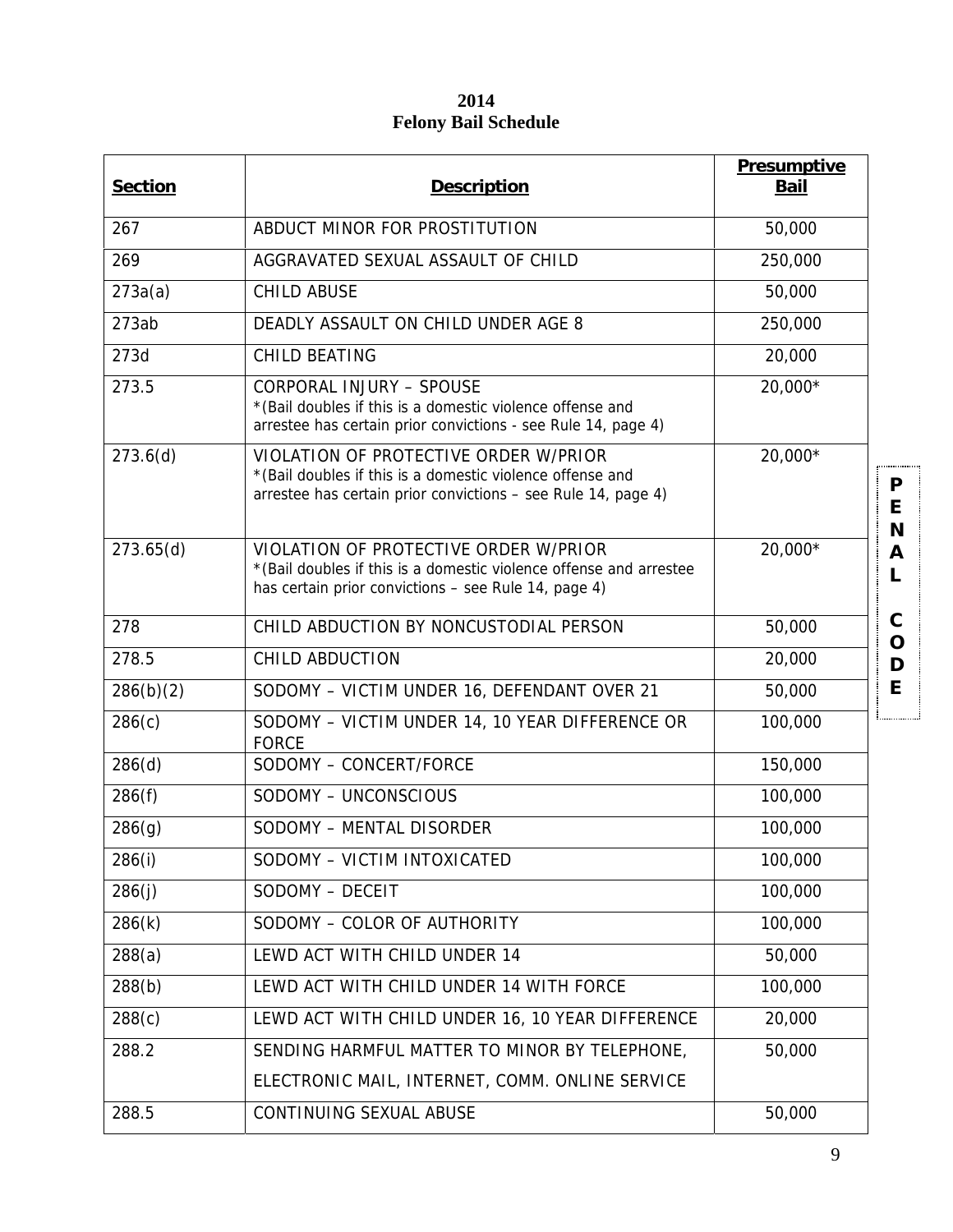**2014**
**Felony Bail Schedule**

| **Section** | **Description** | **Presumptive Bail** |
|---|---|---|
| 267 | ABDUCT MINOR FOR PROSTITUTION | 50,000 |
| 269 | AGGRAVATED SEXUAL ASSAULT OF CHILD | 250,000 |
| 273a(a) | CHILD ABUSE | 50,000 |
| 273ab | DEADLY ASSAULT ON CHILD UNDER AGE 8 | 250,000 |
| 273d | CHILD BEATING | 20,000 |
| 273.5 | CORPORAL INJURY – SPOUSE *(Bail doubles if this is a domestic violence offense and arrestee has certain prior convictions - see Rule 14, page 4) | 20,000* |
| 273.6(d) | VIOLATION OF PROTECTIVE ORDER W/PRIOR *(Bail doubles if this is a domestic violence offense and arrestee has certain prior convictions – see Rule 14, page 4) | 20,000* |
| 273.65(d) | VIOLATION OF PROTECTIVE ORDER W/PRIOR *(Bail doubles if this is a domestic violence offense and arrestee has certain prior convictions – see Rule 14, page 4) | 20,000* |
| 278 | CHILD ABDUCTION BY NONCUSTODIAL PERSON | 50,000 |
| 278.5 | CHILD ABDUCTION | 20,000 |
| 286(b)(2) | SODOMY – VICTIM UNDER 16, DEFENDANT OVER 21 | 50,000 |
| 286(c) | SODOMY – VICTIM UNDER 14, 10 YEAR DIFFERENCE OR FORCE | 100,000 |
| 286(d) | SODOMY – CONCERT/FORCE | 150,000 |
| 286(f) | SODOMY – UNCONSCIOUS | 100,000 |
| 286(g) | SODOMY – MENTAL DISORDER | 100,000 |
| 286(i) | SODOMY – VICTIM INTOXICATED | 100,000 |
| 286(j) | SODOMY – DECEIT | 100,000 |
| 286(k) | SODOMY – COLOR OF AUTHORITY | 100,000 |
| 288(a) | LEWD ACT WITH CHILD UNDER 14 | 50,000 |
| 288(b) | LEWD ACT WITH CHILD UNDER 14 WITH FORCE | 100,000 |
| 288(c) | LEWD ACT WITH CHILD UNDER 16, 10 YEAR DIFFERENCE | 20,000 |
| 288.2 | SENDING HARMFUL MATTER TO MINOR BY TELEPHONE, ELECTRONIC MAIL, INTERNET, COMM. ONLINE SERVICE | 50,000 |
| 288.5 | CONTINUING SEXUAL ABUSE | 50,000 |

PENAL CODE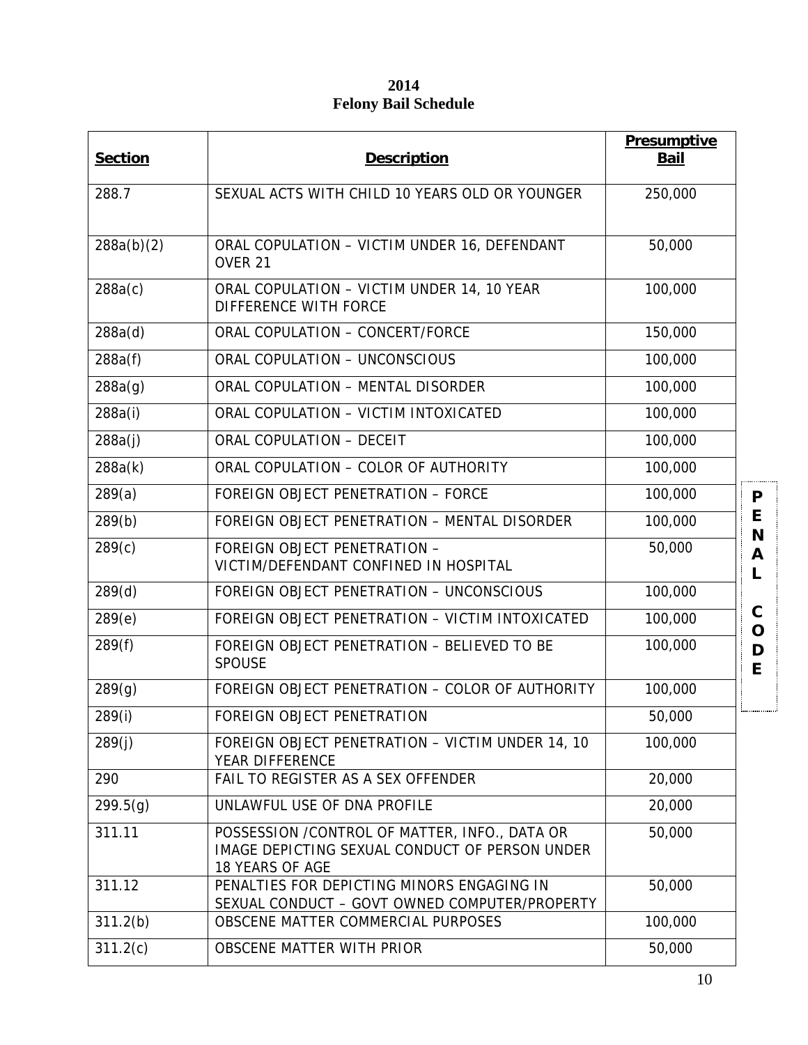**2014**
**Felony Bail Schedule**

| Section | Description | Presumptive Bail |
|---|---|---|
| 288.7 | SEXUAL ACTS WITH CHILD 10 YEARS OLD OR YOUNGER | 250,000 |
| 288a(b)(2) | ORAL COPULATION – VICTIM UNDER 16, DEFENDANT OVER 21 | 50,000 |
| 288a(c) | ORAL COPULATION – VICTIM UNDER 14, 10 YEAR DIFFERENCE WITH FORCE | 100,000 |
| 288a(d) | ORAL COPULATION – CONCERT/FORCE | 150,000 |
| 288a(f) | ORAL COPULATION – UNCONSCIOUS | 100,000 |
| 288a(g) | ORAL COPULATION – MENTAL DISORDER | 100,000 |
| 288a(i) | ORAL COPULATION – VICTIM INTOXICATED | 100,000 |
| 288a(j) | ORAL COPULATION – DECEIT | 100,000 |
| 288a(k) | ORAL COPULATION – COLOR OF AUTHORITY | 100,000 |
| 289(a) | FOREIGN OBJECT PENETRATION – FORCE | 100,000 |
| 289(b) | FOREIGN OBJECT PENETRATION – MENTAL DISORDER | 100,000 |
| 289(c) | FOREIGN OBJECT PENETRATION – VICTIM/DEFENDANT CONFINED IN HOSPITAL | 50,000 |
| 289(d) | FOREIGN OBJECT PENETRATION – UNCONSCIOUS | 100,000 |
| 289(e) | FOREIGN OBJECT PENETRATION – VICTIM INTOXICATED | 100,000 |
| 289(f) | FOREIGN OBJECT PENETRATION – BELIEVED TO BE SPOUSE | 100,000 |
| 289(g) | FOREIGN OBJECT PENETRATION – COLOR OF AUTHORITY | 100,000 |
| 289(i) | FOREIGN OBJECT PENETRATION | 50,000 |
| 289(j) | FOREIGN OBJECT PENETRATION – VICTIM UNDER 14, 10 YEAR DIFFERENCE | 100,000 |
| 290 | FAIL TO REGISTER AS A SEX OFFENDER | 20,000 |
| 299.5(g) | UNLAWFUL USE OF DNA PROFILE | 20,000 |
| 311.11 | POSSESSION /CONTROL OF MATTER, INFO., DATA OR IMAGE DEPICTING SEXUAL CONDUCT OF PERSON UNDER 18 YEARS OF AGE | 50,000 |
| 311.12 | PENALTIES FOR DEPICTING MINORS ENGAGING IN SEXUAL CONDUCT – GOVT OWNED COMPUTER/PROPERTY | 50,000 |
| 311.2(b) | OBSCENE MATTER COMMERCIAL PURPOSES | 100,000 |
| 311.2(c) | OBSCENE MATTER WITH PRIOR | 50,000 |

PENAL CODE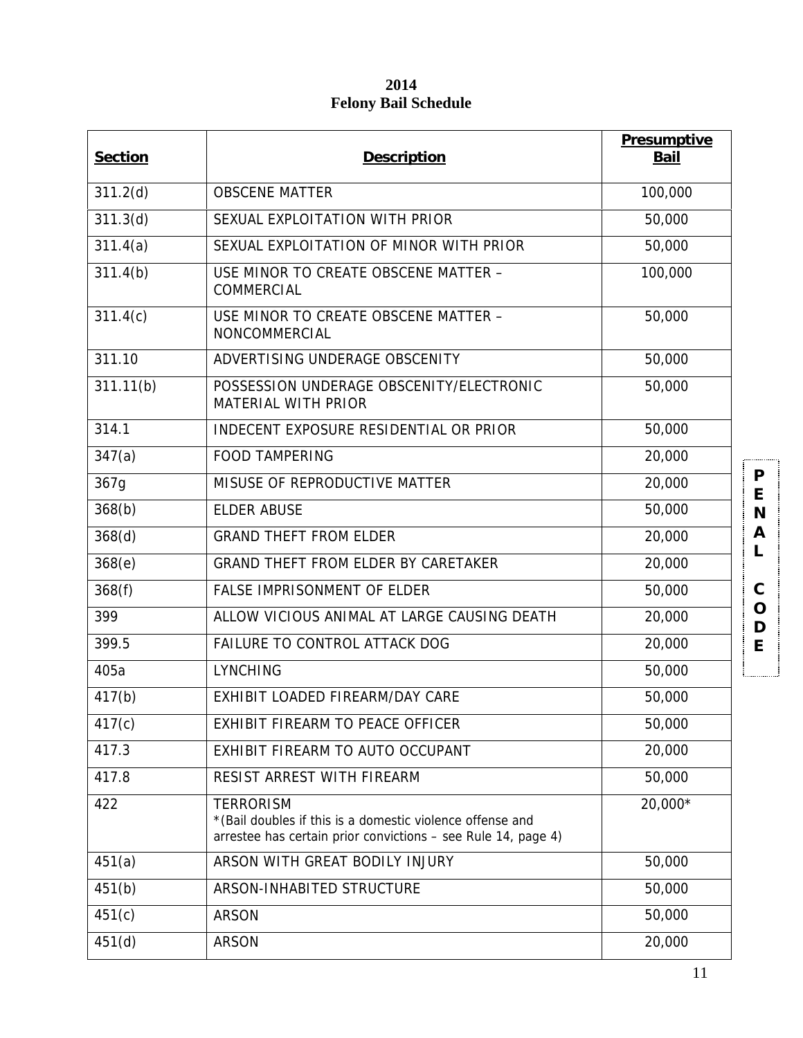**2014**
**Felony Bail Schedule**

| Section | Description | Presumptive Bail |
|---|---|---|
| 311.2(d) | OBSCENE MATTER | 100,000 |
| 311.3(d) | SEXUAL EXPLOITATION WITH PRIOR | 50,000 |
| 311.4(a) | SEXUAL EXPLOITATION OF MINOR WITH PRIOR | 50,000 |
| 311.4(b) | USE MINOR TO CREATE OBSCENE MATTER – COMMERCIAL | 100,000 |
| 311.4(c) | USE MINOR TO CREATE OBSCENE MATTER – NONCOMMERCIAL | 50,000 |
| 311.10 | ADVERTISING UNDERAGE OBSCENITY | 50,000 |
| 311.11(b) | POSSESSION UNDERAGE OBSCENITY/ELECTRONIC MATERIAL WITH PRIOR | 50,000 |
| 314.1 | INDECENT EXPOSURE RESIDENTIAL OR PRIOR | 50,000 |
| 347(a) | FOOD TAMPERING | 20,000 |
| 367g | MISUSE OF REPRODUCTIVE MATTER | 20,000 |
| 368(b) | ELDER ABUSE | 50,000 |
| 368(d) | GRAND THEFT FROM ELDER | 20,000 |
| 368(e) | GRAND THEFT FROM ELDER BY CARETAKER | 20,000 |
| 368(f) | FALSE IMPRISONMENT OF ELDER | 50,000 |
| 399 | ALLOW VICIOUS ANIMAL AT LARGE CAUSING DEATH | 20,000 |
| 399.5 | FAILURE TO CONTROL ATTACK DOG | 20,000 |
| 405a | LYNCHING | 50,000 |
| 417(b) | EXHIBIT LOADED FIREARM/DAY CARE | 50,000 |
| 417(c) | EXHIBIT FIREARM TO PEACE OFFICER | 50,000 |
| 417.3 | EXHIBIT FIREARM TO AUTO OCCUPANT | 20,000 |
| 417.8 | RESIST ARREST WITH FIREARM | 50,000 |
| 422 | TERRORISM *(Bail doubles if this is a domestic violence offense and arrestee has certain prior convictions – see Rule 14, page 4) | 20,000* |
| 451(a) | ARSON WITH GREAT BODILY INJURY | 50,000 |
| 451(b) | ARSON-INHABITED STRUCTURE | 50,000 |
| 451(c) | ARSON | 50,000 |
| 451(d) | ARSON | 20,000 |

PENAL CODE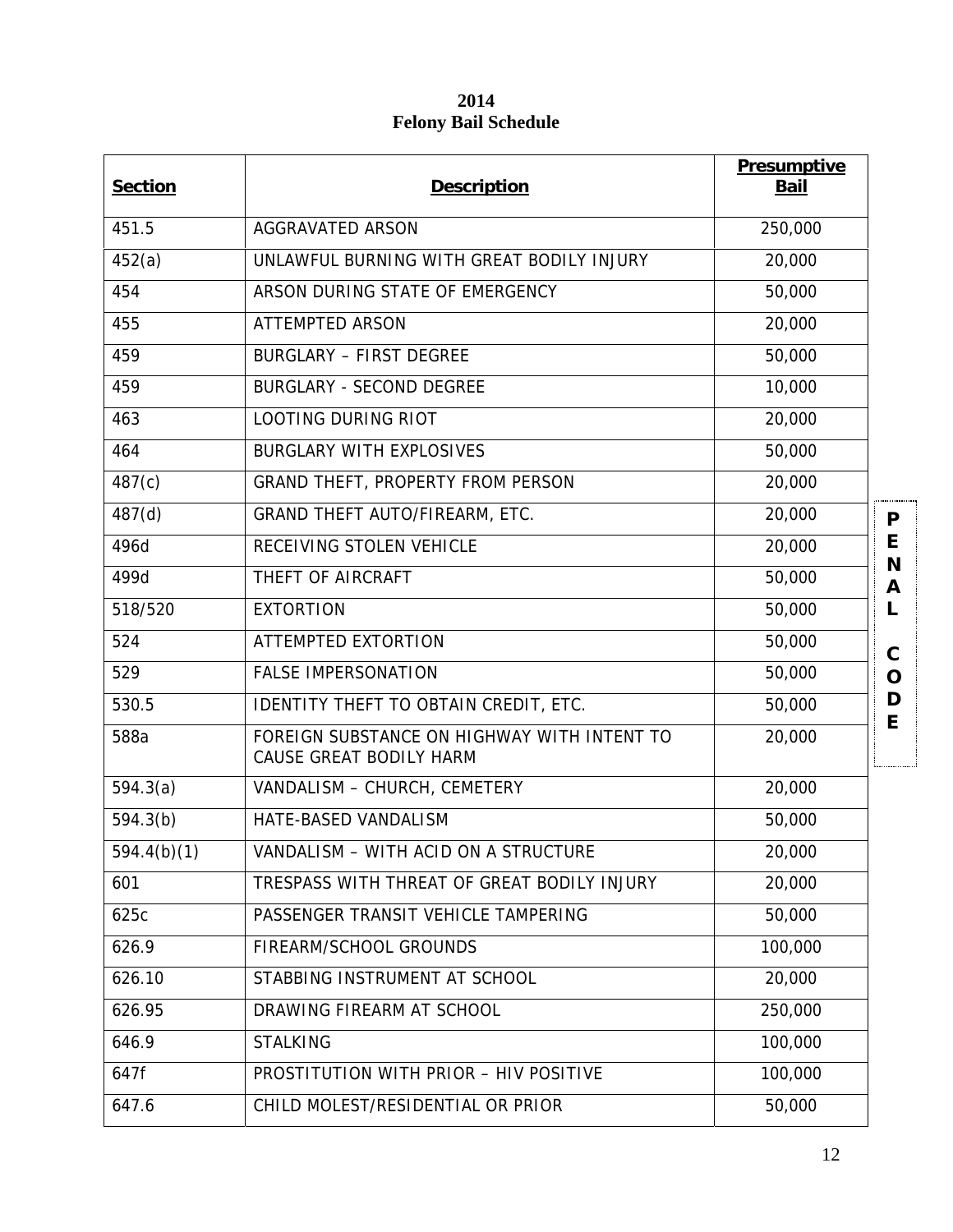**2014**
**Felony Bail Schedule**

| Section | Description | Presumptive Bail |
|---|---|---|
| 451.5 | AGGRAVATED ARSON | 250,000 |
| 452(a) | UNLAWFUL BURNING WITH GREAT BODILY INJURY | 20,000 |
| 454 | ARSON DURING STATE OF EMERGENCY | 50,000 |
| 455 | ATTEMPTED ARSON | 20,000 |
| 459 | BURGLARY – FIRST DEGREE | 50,000 |
| 459 | BURGLARY - SECOND DEGREE | 10,000 |
| 463 | LOOTING DURING RIOT | 20,000 |
| 464 | BURGLARY WITH EXPLOSIVES | 50,000 |
| 487(c) | GRAND THEFT, PROPERTY FROM PERSON | 20,000 |
| 487(d) | GRAND THEFT AUTO/FIREARM, ETC. | 20,000 |
| 496d | RECEIVING STOLEN VEHICLE | 20,000 |
| 499d | THEFT OF AIRCRAFT | 50,000 |
| 518/520 | EXTORTION | 50,000 |
| 524 | ATTEMPTED EXTORTION | 50,000 |
| 529 | FALSE IMPERSONATION | 50,000 |
| 530.5 | IDENTITY THEFT TO OBTAIN CREDIT, ETC. | 50,000 |
| 588a | FOREIGN SUBSTANCE ON HIGHWAY WITH INTENT TO CAUSE GREAT BODILY HARM | 20,000 |
| 594.3(a) | VANDALISM – CHURCH, CEMETERY | 20,000 |
| 594.3(b) | HATE-BASED VANDALISM | 50,000 |
| 594.4(b)(1) | VANDALISM – WITH ACID ON A STRUCTURE | 20,000 |
| 601 | TRESPASS WITH THREAT OF GREAT BODILY INJURY | 20,000 |
| 625c | PASSENGER TRANSIT VEHICLE TAMPERING | 50,000 |
| 626.9 | FIREARM/SCHOOL GROUNDS | 100,000 |
| 626.10 | STABBING INSTRUMENT AT SCHOOL | 20,000 |
| 626.95 | DRAWING FIREARM AT SCHOOL | 250,000 |
| 646.9 | STALKING | 100,000 |
| 647f | PROSTITUTION WITH PRIOR – HIV POSITIVE | 100,000 |
| 647.6 | CHILD MOLEST/RESIDENTIAL OR PRIOR | 50,000 |

PENAL CODE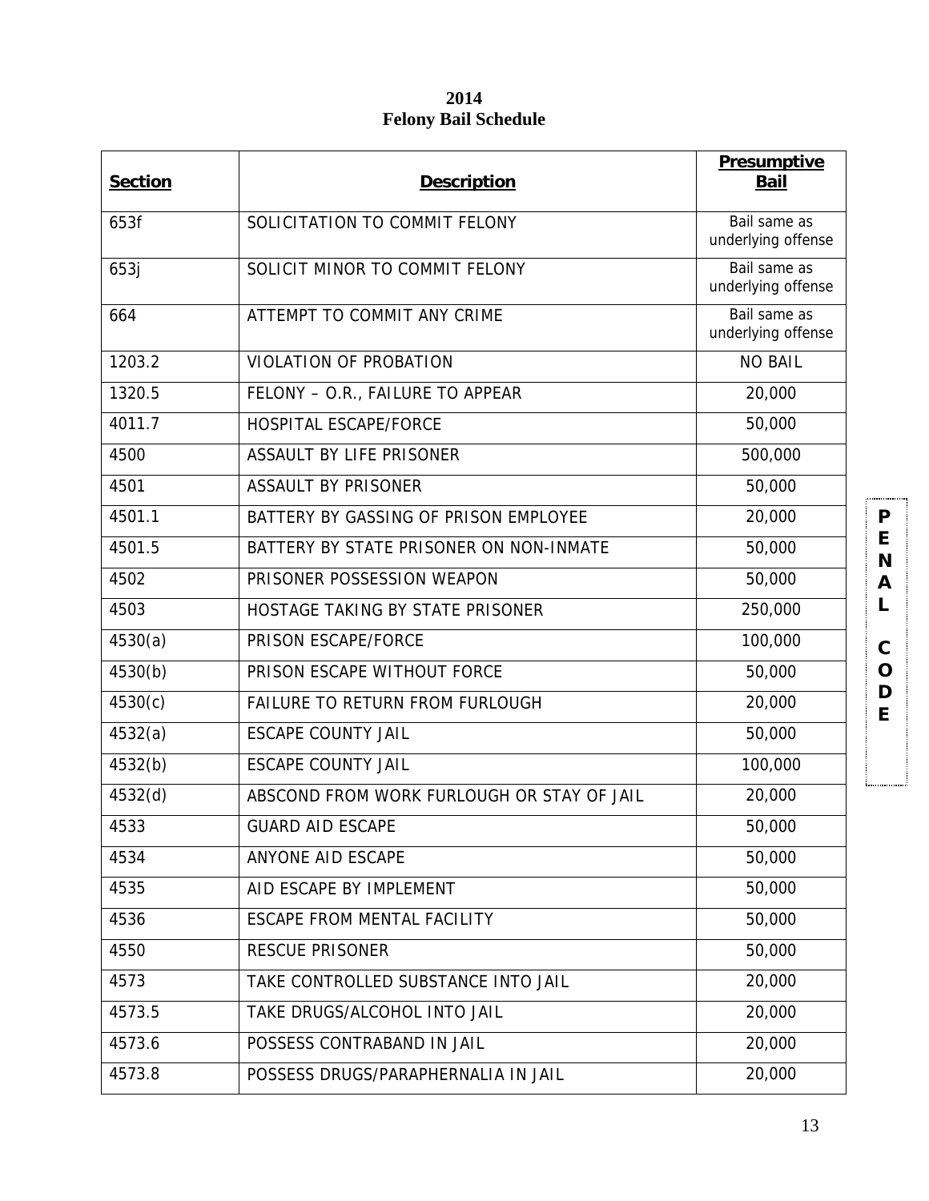**2014**
**Felony Bail Schedule**

| Section | Description | Presumptive Bail |
|---|---|---|
| 653f | SOLICITATION TO COMMIT FELONY | Bail same as underlying offense |
| 653j | SOLICIT MINOR TO COMMIT FELONY | Bail same as underlying offense |
| 664 | ATTEMPT TO COMMIT ANY CRIME | Bail same as underlying offense |
| 1203.2 | VIOLATION OF PROBATION | NO BAIL |
| 1320.5 | FELONY – O.R., FAILURE TO APPEAR | 20,000 |
| 4011.7 | HOSPITAL ESCAPE/FORCE | 50,000 |
| 4500 | ASSAULT BY LIFE PRISONER | 500,000 |
| 4501 | ASSAULT BY PRISONER | 50,000 |
| 4501.1 | BATTERY BY GASSING OF PRISON EMPLOYEE | 20,000 |
| 4501.5 | BATTERY BY STATE PRISONER ON NON-INMATE | 50,000 |
| 4502 | PRISONER POSSESSION WEAPON | 50,000 |
| 4503 | HOSTAGE TAKING BY STATE PRISONER | 250,000 |
| 4530(a) | PRISON ESCAPE/FORCE | 100,000 |
| 4530(b) | PRISON ESCAPE WITHOUT FORCE | 50,000 |
| 4530(c) | FAILURE TO RETURN FROM FURLOUGH | 20,000 |
| 4532(a) | ESCAPE COUNTY JAIL | 50,000 |
| 4532(b) | ESCAPE COUNTY JAIL | 100,000 |
| 4532(d) | ABSCOND FROM WORK FURLOUGH OR STAY OF JAIL | 20,000 |
| 4533 | GUARD AID ESCAPE | 50,000 |
| 4534 | ANYONE AID ESCAPE | 50,000 |
| 4535 | AID ESCAPE BY IMPLEMENT | 50,000 |
| 4536 | ESCAPE FROM MENTAL FACILITY | 50,000 |
| 4550 | RESCUE PRISONER | 50,000 |
| 4573 | TAKE CONTROLLED SUBSTANCE INTO JAIL | 20,000 |
| 4573.5 | TAKE DRUGS/ALCOHOL INTO JAIL | 20,000 |
| 4573.6 | POSSESS CONTRABAND IN JAIL | 20,000 |
| 4573.8 | POSSESS DRUGS/PARAPHERNALIA IN JAIL | 20,000 |

PENAL CODE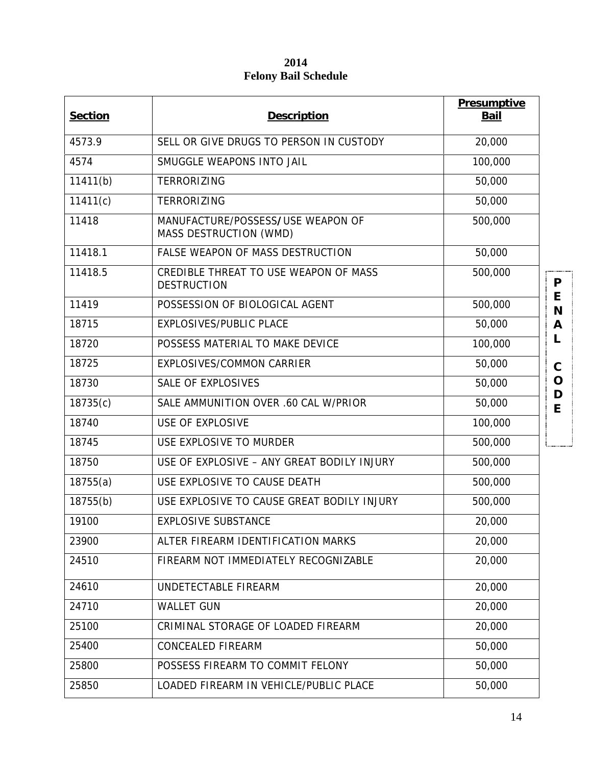**2014**
**Felony Bail Schedule**

| Section | Description | Presumptive Bail |
|---|---|---|
| 4573.9 | SELL OR GIVE DRUGS TO PERSON IN CUSTODY | 20,000 |
| 4574 | SMUGGLE WEAPONS INTO JAIL | 100,000 |
| 11411(b) | TERRORIZING | 50,000 |
| 11411(c) | TERRORIZING | 50,000 |
| 11418 | MANUFACTURE/POSSESS/USE WEAPON OF MASS DESTRUCTION (WMD) | 500,000 |
| 11418.1 | FALSE WEAPON OF MASS DESTRUCTION | 50,000 |
| 11418.5 | CREDIBLE THREAT TO USE WEAPON OF MASS DESTRUCTION | 500,000 |
| 11419 | POSSESSION OF BIOLOGICAL AGENT | 500,000 |
| 18715 | EXPLOSIVES/PUBLIC PLACE | 50,000 |
| 18720 | POSSESS MATERIAL TO MAKE DEVICE | 100,000 |
| 18725 | EXPLOSIVES/COMMON CARRIER | 50,000 |
| 18730 | SALE OF EXPLOSIVES | 50,000 |
| 18735(c) | SALE AMMUNITION OVER .60 CAL W/PRIOR | 50,000 |
| 18740 | USE OF EXPLOSIVE | 100,000 |
| 18745 | USE EXPLOSIVE TO MURDER | 500,000 |
| 18750 | USE OF EXPLOSIVE – ANY GREAT BODILY INJURY | 500,000 |
| 18755(a) | USE EXPLOSIVE TO CAUSE DEATH | 500,000 |
| 18755(b) | USE EXPLOSIVE TO CAUSE GREAT BODILY INJURY | 500,000 |
| 19100 | EXPLOSIVE SUBSTANCE | 20,000 |
| 23900 | ALTER FIREARM IDENTIFICATION MARKS | 20,000 |
| 24510 | FIREARM NOT IMMEDIATELY RECOGNIZABLE | 20,000 |
| 24610 | UNDETECTABLE FIREARM | 20,000 |
| 24710 | WALLET GUN | 20,000 |
| 25100 | CRIMINAL STORAGE OF LOADED FIREARM | 20,000 |
| 25400 | CONCEALED FIREARM | 50,000 |
| 25800 | POSSESS FIREARM TO COMMIT FELONY | 50,000 |
| 25850 | LOADED FIREARM IN VEHICLE/PUBLIC PLACE | 50,000 |

**PENAL CODE**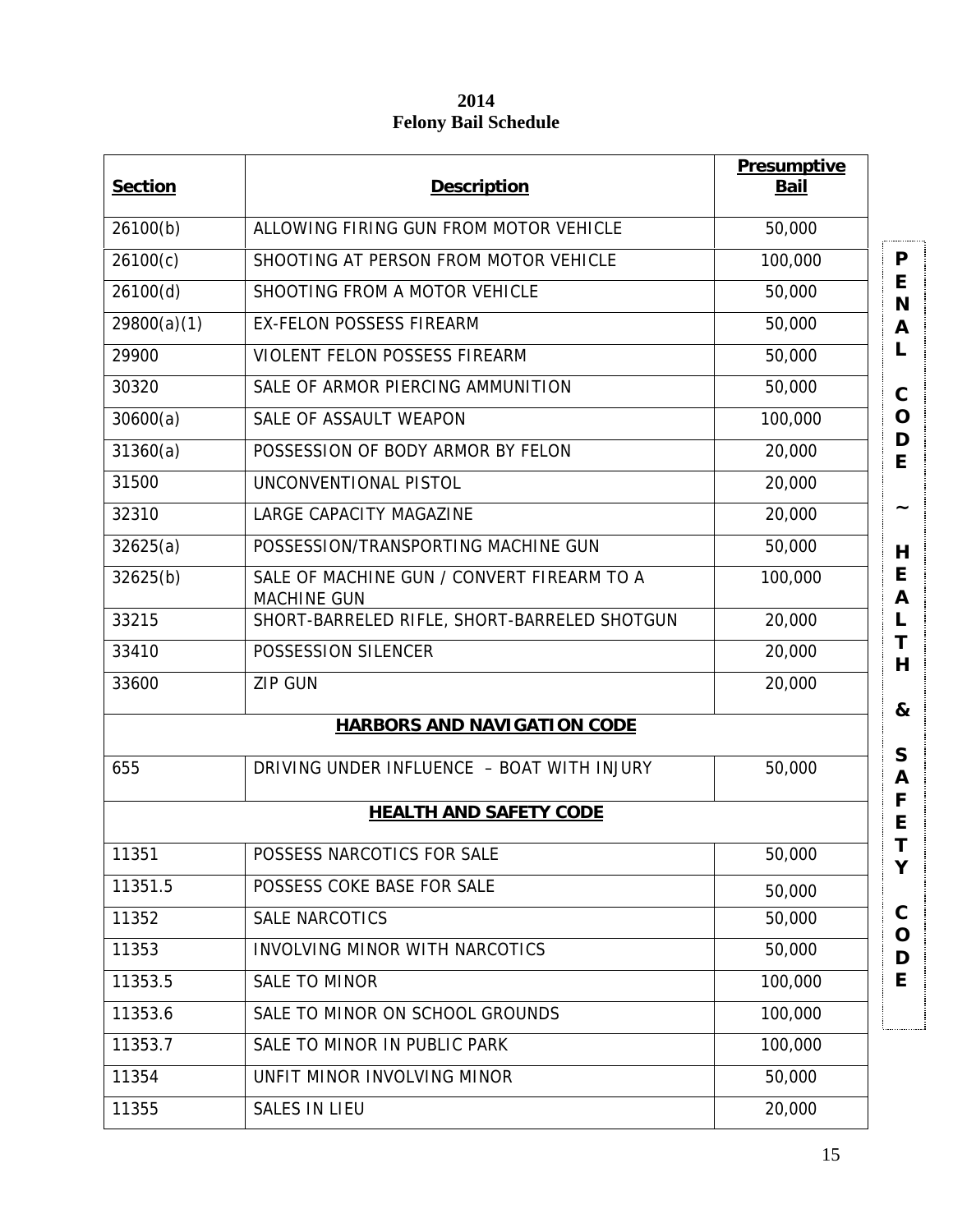**2014**
**Felony Bail Schedule**

| Section | Description | Presumptive Bail |
|---|---|---|
| 26100(b) | ALLOWING FIRING GUN FROM MOTOR VEHICLE | 50,000 |
| 26100(c) | SHOOTING AT PERSON FROM MOTOR VEHICLE | 100,000 |
| 26100(d) | SHOOTING FROM A MOTOR VEHICLE | 50,000 |
| 29800(a)(1) | EX-FELON POSSESS FIREARM | 50,000 |
| 29900 | VIOLENT FELON POSSESS FIREARM | 50,000 |
| 30320 | SALE OF ARMOR PIERCING AMMUNITION | 50,000 |
| 30600(a) | SALE OF ASSAULT WEAPON | 100,000 |
| 31360(a) | POSSESSION OF BODY ARMOR BY FELON | 20,000 |
| 31500 | UNCONVENTIONAL PISTOL | 20,000 |
| 32310 | LARGE CAPACITY MAGAZINE | 20,000 |
| 32625(a) | POSSESSION/TRANSPORTING MACHINE GUN | 50,000 |
| 32625(b) | SALE OF MACHINE GUN / CONVERT FIREARM TO A MACHINE GUN | 100,000 |
| 33215 | SHORT-BARRELED RIFLE, SHORT-BARRELED SHOTGUN | 20,000 |
| 33410 | POSSESSION SILENCER | 20,000 |
| 33600 | ZIP GUN | 20,000 |
| | **HARBORS AND NAVIGATION CODE** | |
| 655 | DRIVING UNDER INFLUENCE – BOAT WITH INJURY | 50,000 |
| | **HEALTH AND SAFETY CODE** | |
| 11351 | POSSESS NARCOTICS FOR SALE | 50,000 |
| 11351.5 | POSSESS COKE BASE FOR SALE | 50,000 |
| 11352 | SALE NARCOTICS | 50,000 |
| 11353 | INVOLVING MINOR WITH NARCOTICS | 50,000 |
| 11353.5 | SALE TO MINOR | 100,000 |
| 11353.6 | SALE TO MINOR ON SCHOOL GROUNDS | 100,000 |
| 11353.7 | SALE TO MINOR IN PUBLIC PARK | 100,000 |
| 11354 | UNFIT MINOR INVOLVING MINOR | 50,000 |
| 11355 | SALES IN LIEU | 20,000 |

PENAL CODE ~ HEALTH & SAFETY CODE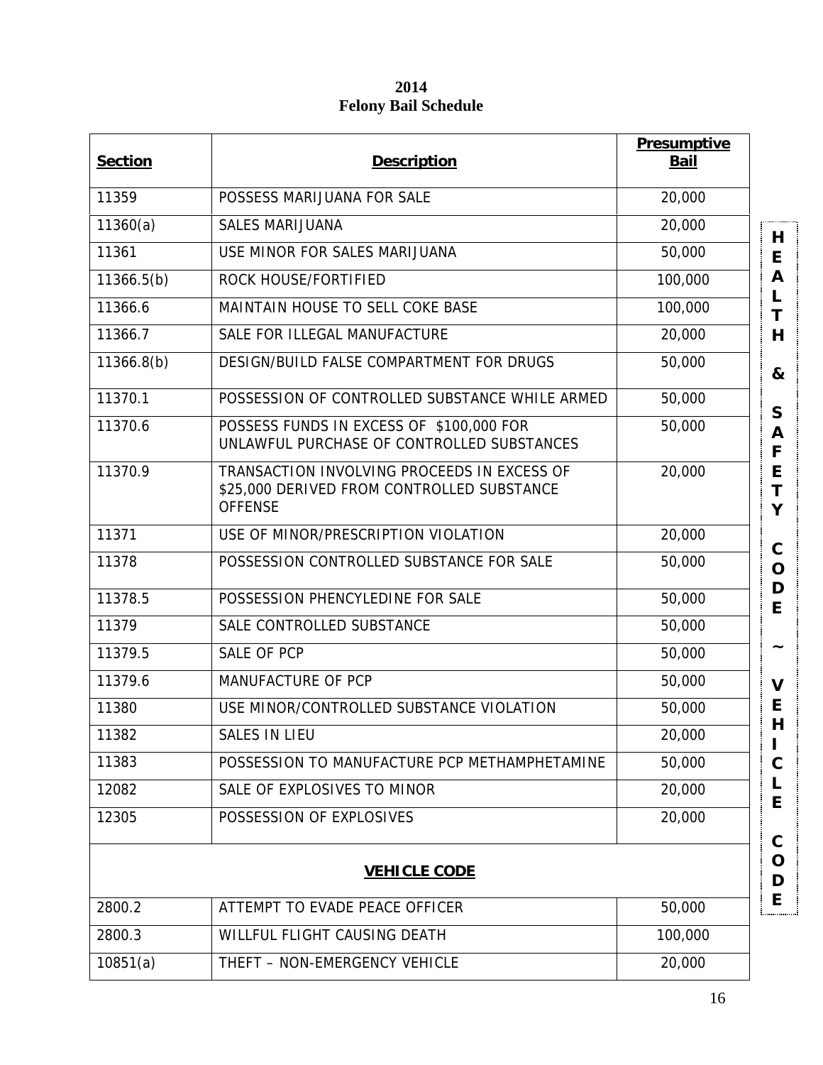# 2014
# Felony Bail Schedule

| Section | Description | Presumptive Bail |
|---|---|---|
| 11359 | POSSESS MARIJUANA FOR SALE | 20,000 |
| 11360(a) | SALES MARIJUANA | 20,000 |
| 11361 | USE MINOR FOR SALES MARIJUANA | 50,000 |
| 11366.5(b) | ROCK HOUSE/FORTIFIED | 100,000 |
| 11366.6 | MAINTAIN HOUSE TO SELL COKE BASE | 100,000 |
| 11366.7 | SALE FOR ILLEGAL MANUFACTURE | 20,000 |
| 11366.8(b) | DESIGN/BUILD FALSE COMPARTMENT FOR DRUGS | 50,000 |
| 11370.1 | POSSESSION OF CONTROLLED SUBSTANCE WHILE ARMED | 50,000 |
| 11370.6 | POSSESS FUNDS IN EXCESS OF $100,000 FOR UNLAWFUL PURCHASE OF CONTROLLED SUBSTANCES | 50,000 |
| 11370.9 | TRANSACTION INVOLVING PROCEEDS IN EXCESS OF $25,000 DERIVED FROM CONTROLLED SUBSTANCE OFFENSE | 20,000 |
| 11371 | USE OF MINOR/PRESCRIPTION VIOLATION | 20,000 |
| 11378 | POSSESSION CONTROLLED SUBSTANCE FOR SALE | 50,000 |
| 11378.5 | POSSESSION PHENCYLEDINE FOR SALE | 50,000 |
| 11379 | SALE CONTROLLED SUBSTANCE | 50,000 |
| 11379.5 | SALE OF PCP | 50,000 |
| 11379.6 | MANUFACTURE OF PCP | 50,000 |
| 11380 | USE MINOR/CONTROLLED SUBSTANCE VIOLATION | 50,000 |
| 11382 | SALES IN LIEU | 20,000 |
| 11383 | POSSESSION TO MANUFACTURE PCP METHAMPHETAMINE | 50,000 |
| 12082 | SALE OF EXPLOSIVES TO MINOR | 20,000 |
| 12305 | POSSESSION OF EXPLOSIVES | 20,000 |
| **VEHICLE CODE** | | |
| 2800.2 | ATTEMPT TO EVADE PEACE OFFICER | 50,000 |
| 2800.3 | WILLFUL FLIGHT CAUSING DEATH | 100,000 |
| 10851(a) | THEFT – NON-EMERGENCY VEHICLE | 20,000 |

HEALTH & SAFETY CODE ~ VEHICLE CODE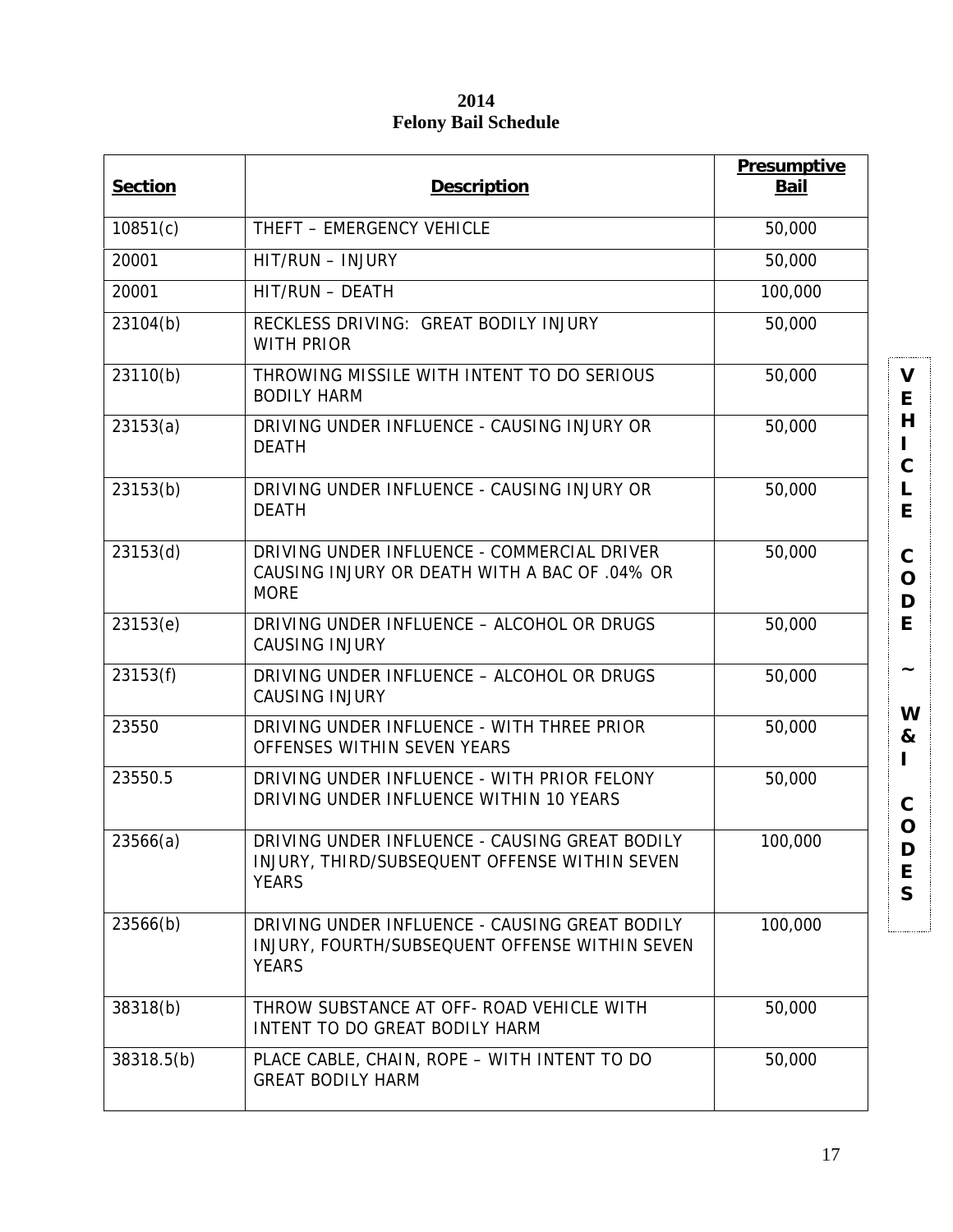**2014**
**Felony Bail Schedule**

| Section | Description | Presumptive Bail |
| --- | --- | --- |
| 10851(c) | THEFT – EMERGENCY VEHICLE | 50,000 |
| 20001 | HIT/RUN – INJURY | 50,000 |
| 20001 | HIT/RUN – DEATH | 100,000 |
| 23104(b) | RECKLESS DRIVING: GREAT BODILY INJURY WITH PRIOR | 50,000 |
| 23110(b) | THROWING MISSILE WITH INTENT TO DO SERIOUS BODILY HARM | 50,000 |
| 23153(a) | DRIVING UNDER INFLUENCE - CAUSING INJURY OR DEATH | 50,000 |
| 23153(b) | DRIVING UNDER INFLUENCE - CAUSING INJURY OR DEATH | 50,000 |
| 23153(d) | DRIVING UNDER INFLUENCE - COMMERCIAL DRIVER CAUSING INJURY OR DEATH WITH A BAC OF .04% OR MORE | 50,000 |
| 23153(e) | DRIVING UNDER INFLUENCE – ALCOHOL OR DRUGS CAUSING INJURY | 50,000 |
| 23153(f) | DRIVING UNDER INFLUENCE – ALCOHOL OR DRUGS CAUSING INJURY | 50,000 |
| 23550 | DRIVING UNDER INFLUENCE - WITH THREE PRIOR OFFENSES WITHIN SEVEN YEARS | 50,000 |
| 23550.5 | DRIVING UNDER INFLUENCE - WITH PRIOR FELONY DRIVING UNDER INFLUENCE WITHIN 10 YEARS | 50,000 |
| 23566(a) | DRIVING UNDER INFLUENCE - CAUSING GREAT BODILY INJURY, THIRD/SUBSEQUENT OFFENSE WITHIN SEVEN YEARS | 100,000 |
| 23566(b) | DRIVING UNDER INFLUENCE - CAUSING GREAT BODILY INJURY, FOURTH/SUBSEQUENT OFFENSE WITHIN SEVEN YEARS | 100,000 |
| 38318(b) | THROW SUBSTANCE AT OFF- ROAD VEHICLE WITH INTENT TO DO GREAT BODILY HARM | 50,000 |
| 38318.5(b) | PLACE CABLE, CHAIN, ROPE – WITH INTENT TO DO GREAT BODILY HARM | 50,000 |

VEHICLE CODE ~ W & I CODES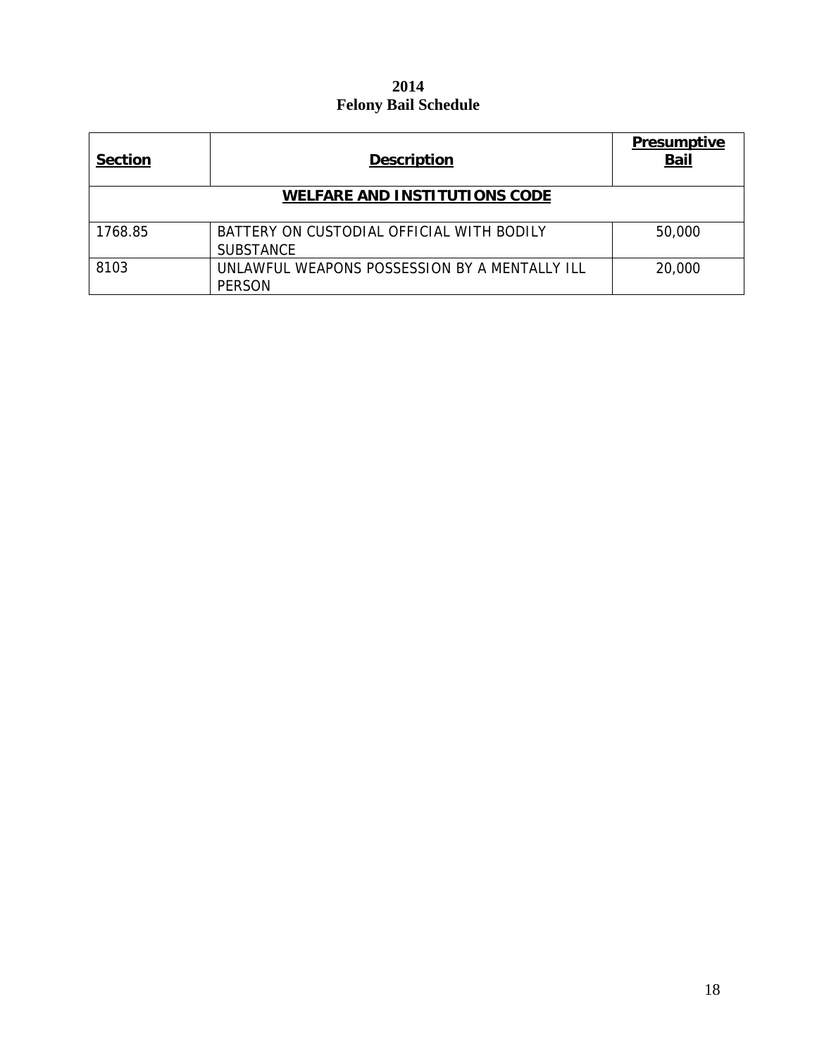# 2014
# Felony Bail Schedule

| Section | Description | Presumptive Bail |
|---|---|---|
| **WELFARE AND INSTITUTIONS CODE** | | |
| 1768.85 | BATTERY ON CUSTODIAL OFFICIAL WITH BODILY SUBSTANCE | 50,000 |
| 8103 | UNLAWFUL WEAPONS POSSESSION BY A MENTALLY ILL PERSON | 20,000 |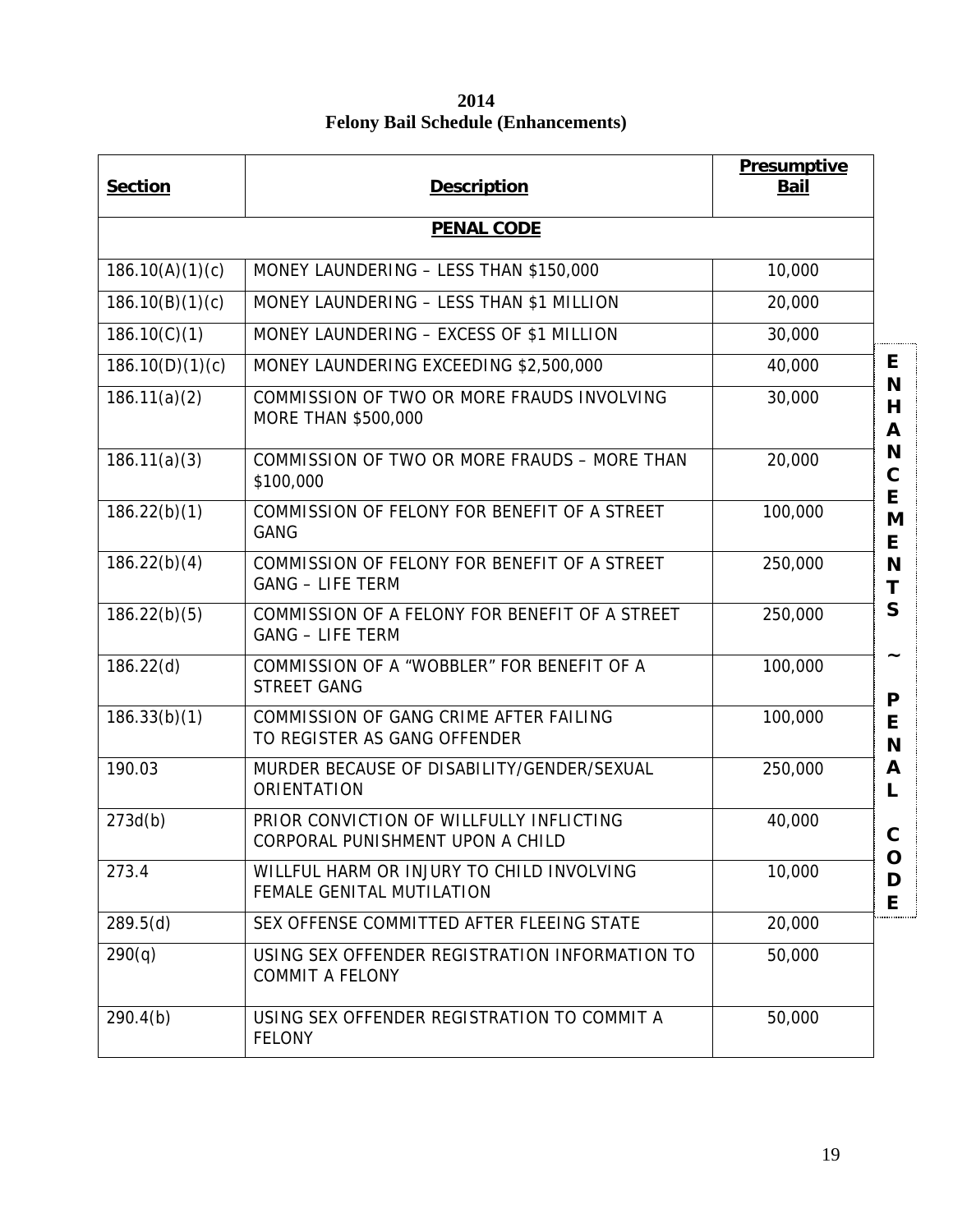**2014**
**Felony Bail Schedule (Enhancements)**

| Section | Description | Presumptive Bail |
|---|---|---|
| | **PENAL CODE** | |
| 186.10(A)(1)(c) | MONEY LAUNDERING – LESS THAN $150,000 | 10,000 |
| 186.10(B)(1)(c) | MONEY LAUNDERING – LESS THAN $1 MILLION | 20,000 |
| 186.10(C)(1) | MONEY LAUNDERING – EXCESS OF $1 MILLION | 30,000 |
| 186.10(D)(1)(c) | MONEY LAUNDERING EXCEEDING $2,500,000 | 40,000 |
| 186.11(a)(2) | COMMISSION OF TWO OR MORE FRAUDS INVOLVING MORE THAN $500,000 | 30,000 |
| 186.11(a)(3) | COMMISSION OF TWO OR MORE FRAUDS – MORE THAN $100,000 | 20,000 |
| 186.22(b)(1) | COMMISSION OF FELONY FOR BENEFIT OF A STREET GANG | 100,000 |
| 186.22(b)(4) | COMMISSION OF FELONY FOR BENEFIT OF A STREET GANG – LIFE TERM | 250,000 |
| 186.22(b)(5) | COMMISSION OF A FELONY FOR BENEFIT OF A STREET GANG – LIFE TERM | 250,000 |
| 186.22(d) | COMMISSION OF A "WOBBLER" FOR BENEFIT OF A STREET GANG | 100,000 |
| 186.33(b)(1) | COMMISSION OF GANG CRIME AFTER FAILING TO REGISTER AS GANG OFFENDER | 100,000 |
| 190.03 | MURDER BECAUSE OF DISABILITY/GENDER/SEXUAL ORIENTATION | 250,000 |
| 273d(b) | PRIOR CONVICTION OF WILLFULLY INFLICTING CORPORAL PUNISHMENT UPON A CHILD | 40,000 |
| 273.4 | WILLFUL HARM OR INJURY TO CHILD INVOLVING FEMALE GENITAL MUTILATION | 10,000 |
| 289.5(d) | SEX OFFENSE COMMITTED AFTER FLEEING STATE | 20,000 |
| 290(q) | USING SEX OFFENDER REGISTRATION INFORMATION TO COMMIT A FELONY | 50,000 |
| 290.4(b) | USING SEX OFFENDER REGISTRATION TO COMMIT A FELONY | 50,000 |

ENHANCEMENTS ~ PENAL CODE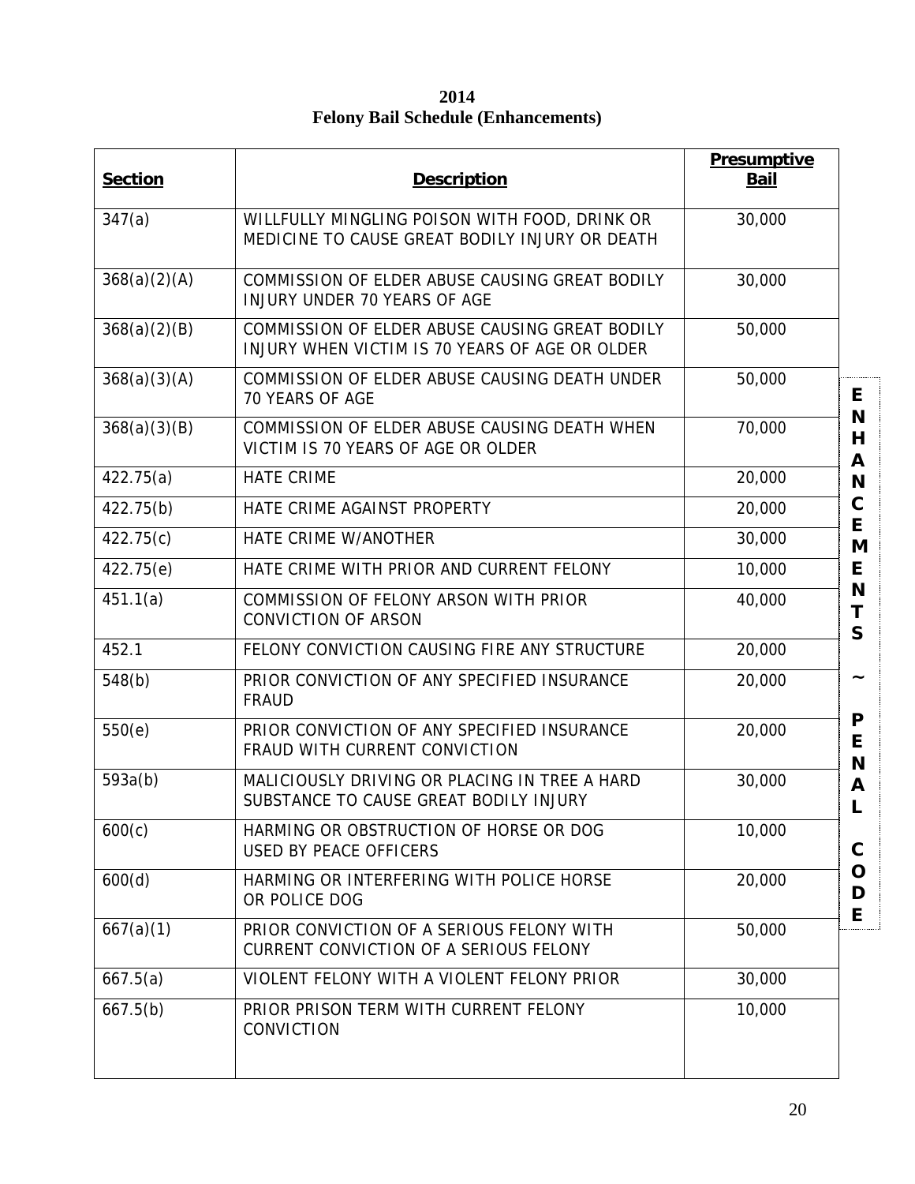**2014**
**Felony Bail Schedule (Enhancements)**

| Section | Description | Presumptive Bail |
|---|---|---|
| 347(a) | WILLFULLY MINGLING POISON WITH FOOD, DRINK OR MEDICINE TO CAUSE GREAT BODILY INJURY OR DEATH | 30,000 |
| 368(a)(2)(A) | COMMISSION OF ELDER ABUSE CAUSING GREAT BODILY INJURY UNDER 70 YEARS OF AGE | 30,000 |
| 368(a)(2)(B) | COMMISSION OF ELDER ABUSE CAUSING GREAT BODILY INJURY WHEN VICTIM IS 70 YEARS OF AGE OR OLDER | 50,000 |
| 368(a)(3)(A) | COMMISSION OF ELDER ABUSE CAUSING DEATH UNDER 70 YEARS OF AGE | 50,000 |
| 368(a)(3)(B) | COMMISSION OF ELDER ABUSE CAUSING DEATH WHEN VICTIM IS 70 YEARS OF AGE OR OLDER | 70,000 |
| 422.75(a) | HATE CRIME | 20,000 |
| 422.75(b) | HATE CRIME AGAINST PROPERTY | 20,000 |
| 422.75(c) | HATE CRIME W/ANOTHER | 30,000 |
| 422.75(e) | HATE CRIME WITH PRIOR AND CURRENT FELONY | 10,000 |
| 451.1(a) | COMMISSION OF FELONY ARSON WITH PRIOR CONVICTION OF ARSON | 40,000 |
| 452.1 | FELONY CONVICTION CAUSING FIRE ANY STRUCTURE | 20,000 |
| 548(b) | PRIOR CONVICTION OF ANY SPECIFIED INSURANCE FRAUD | 20,000 |
| 550(e) | PRIOR CONVICTION OF ANY SPECIFIED INSURANCE FRAUD WITH CURRENT CONVICTION | 20,000 |
| 593a(b) | MALICIOUSLY DRIVING OR PLACING IN TREE A HARD SUBSTANCE TO CAUSE GREAT BODILY INJURY | 30,000 |
| 600(c) | HARMING OR OBSTRUCTION OF HORSE OR DOG USED BY PEACE OFFICERS | 10,000 |
| 600(d) | HARMING OR INTERFERING WITH POLICE HORSE OR POLICE DOG | 20,000 |
| 667(a)(1) | PRIOR CONVICTION OF A SERIOUS FELONY WITH CURRENT CONVICTION OF A SERIOUS FELONY | 50,000 |
| 667.5(a) | VIOLENT FELONY WITH A VIOLENT FELONY PRIOR | 30,000 |
| 667.5(b) | PRIOR PRISON TERM WITH CURRENT FELONY CONVICTION | 10,000 |

ENHANCEMENTS ~ PENAL CODE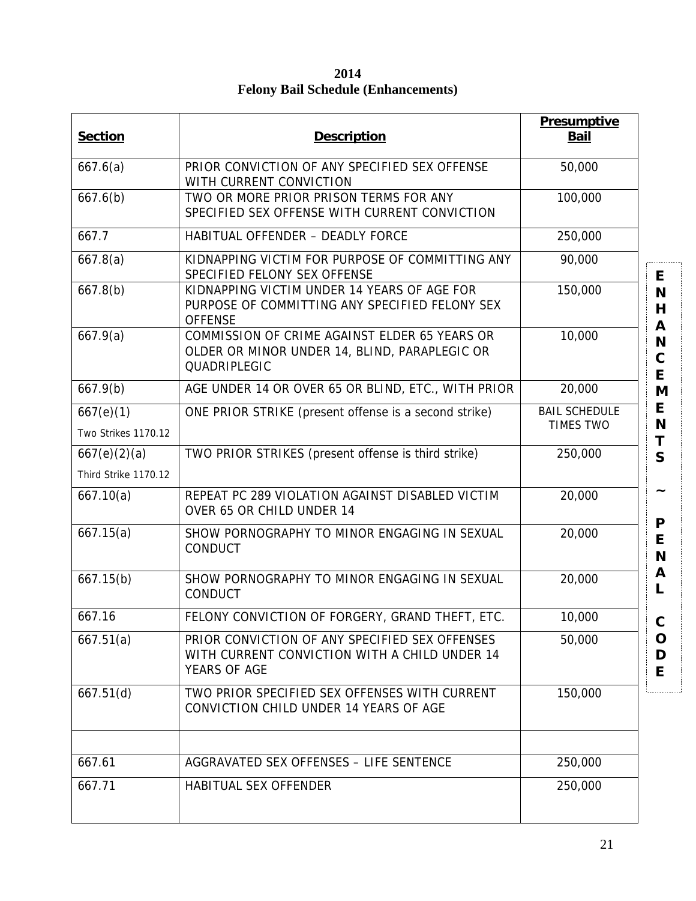# 2014
# Felony Bail Schedule (Enhancements)

| Section | Description | Presumptive Bail |
|---|---|---|
| 667.6(a) | PRIOR CONVICTION OF ANY SPECIFIED SEX OFFENSE WITH CURRENT CONVICTION | 50,000 |
| 667.6(b) | TWO OR MORE PRIOR PRISON TERMS FOR ANY SPECIFIED SEX OFFENSE WITH CURRENT CONVICTION | 100,000 |
| 667.7 | HABITUAL OFFENDER – DEADLY FORCE | 250,000 |
| 667.8(a) | KIDNAPPING VICTIM FOR PURPOSE OF COMMITTING ANY SPECIFIED FELONY SEX OFFENSE | 90,000 |
| 667.8(b) | KIDNAPPING VICTIM UNDER 14 YEARS OF AGE FOR PURPOSE OF COMMITTING ANY SPECIFIED FELONY SEX OFFENSE | 150,000 |
| 667.9(a) | COMMISSION OF CRIME AGAINST ELDER 65 YEARS OR OLDER OR MINOR UNDER 14, BLIND, PARAPLEGIC OR QUADRIPLEGIC | 10,000 |
| 667.9(b) | AGE UNDER 14 OR OVER 65 OR BLIND, ETC., WITH PRIOR | 20,000 |
| 667(e)(1) Two Strikes 1170.12 | ONE PRIOR STRIKE (present offense is a second strike) | BAIL SCHEDULE TIMES TWO |
| 667(e)(2)(a) Third Strike 1170.12 | TWO PRIOR STRIKES (present offense is third strike) | 250,000 |
| 667.10(a) | REPEAT PC 289 VIOLATION AGAINST DISABLED VICTIM OVER 65 OR CHILD UNDER 14 | 20,000 |
| 667.15(a) | SHOW PORNOGRAPHY TO MINOR ENGAGING IN SEXUAL CONDUCT | 20,000 |
| 667.15(b) | SHOW PORNOGRAPHY TO MINOR ENGAGING IN SEXUAL CONDUCT | 20,000 |
| 667.16 | FELONY CONVICTION OF FORGERY, GRAND THEFT, ETC. | 10,000 |
| 667.51(a) | PRIOR CONVICTION OF ANY SPECIFIED SEX OFFENSES WITH CURRENT CONVICTION WITH A CHILD UNDER 14 YEARS OF AGE | 50,000 |
| 667.51(d) | TWO PRIOR SPECIFIED SEX OFFENSES WITH CURRENT CONVICTION CHILD UNDER 14 YEARS OF AGE | 150,000 |
| | | |
| 667.61 | AGGRAVATED SEX OFFENSES – LIFE SENTENCE | 250,000 |
| 667.71 | HABITUAL SEX OFFENDER | 250,000 |

ENHANCEMENTS ~ PENAL CODE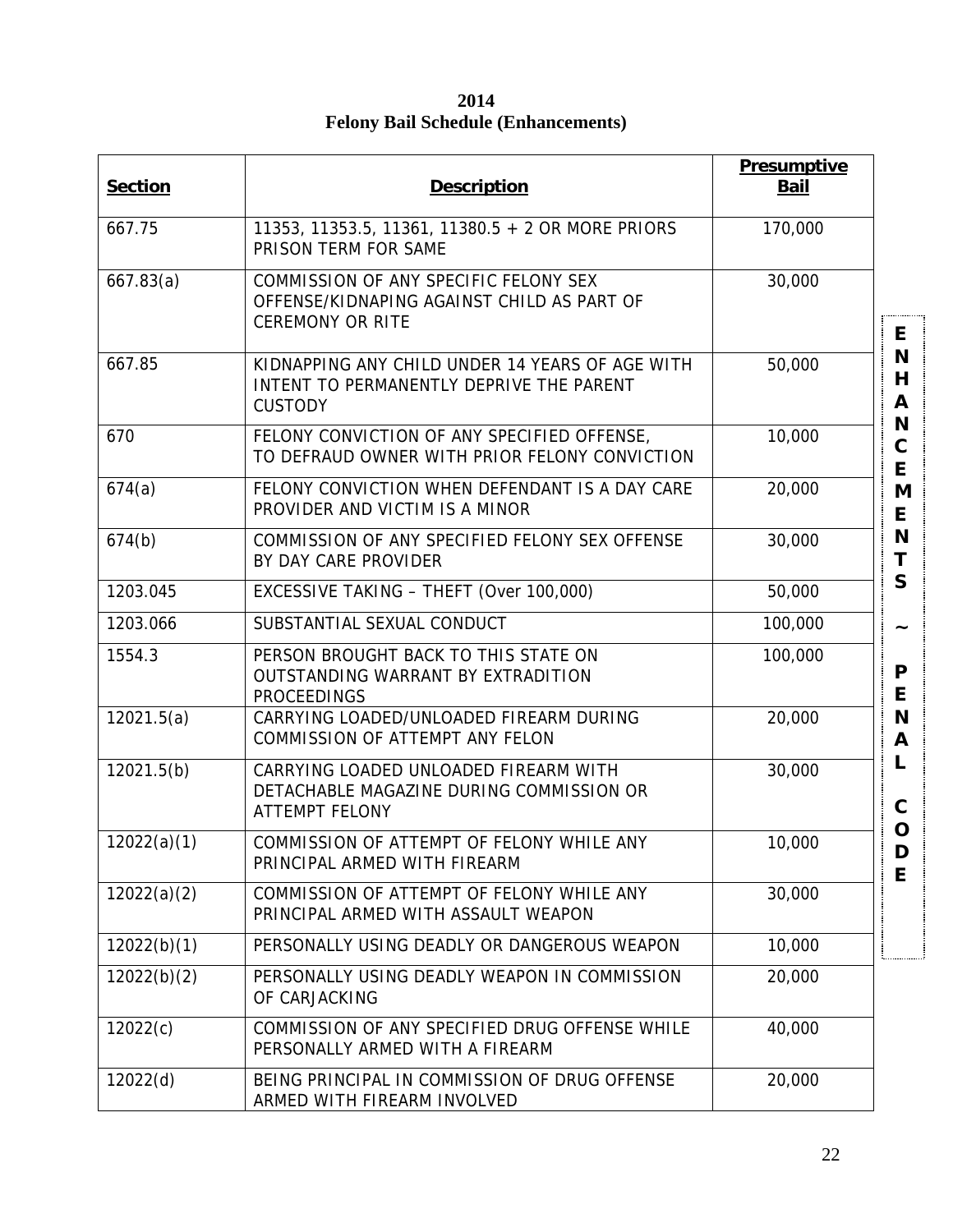**2014**
**Felony Bail Schedule (Enhancements)**

| Section | Description | Presumptive Bail |
|---|---|---|
| 667.75 | 11353, 11353.5, 11361, 11380.5 + 2 OR MORE PRIORS PRISON TERM FOR SAME | 170,000 |
| 667.83(a) | COMMISSION OF ANY SPECIFIC FELONY SEX OFFENSE/KIDNAPING AGAINST CHILD AS PART OF CEREMONY OR RITE | 30,000 |
| 667.85 | KIDNAPPING ANY CHILD UNDER 14 YEARS OF AGE WITH INTENT TO PERMANENTLY DEPRIVE THE PARENT CUSTODY | 50,000 |
| 670 | FELONY CONVICTION OF ANY SPECIFIED OFFENSE, TO DEFRAUD OWNER WITH PRIOR FELONY CONVICTION | 10,000 |
| 674(a) | FELONY CONVICTION WHEN DEFENDANT IS A DAY CARE PROVIDER AND VICTIM IS A MINOR | 20,000 |
| 674(b) | COMMISSION OF ANY SPECIFIED FELONY SEX OFFENSE BY DAY CARE PROVIDER | 30,000 |
| 1203.045 | EXCESSIVE TAKING – THEFT (Over 100,000) | 50,000 |
| 1203.066 | SUBSTANTIAL SEXUAL CONDUCT | 100,000 |
| 1554.3 | PERSON BROUGHT BACK TO THIS STATE ON OUTSTANDING WARRANT BY EXTRADITION PROCEEDINGS | 100,000 |
| 12021.5(a) | CARRYING LOADED/UNLOADED FIREARM DURING COMMISSION OF ATTEMPT ANY FELON | 20,000 |
| 12021.5(b) | CARRYING LOADED UNLOADED FIREARM WITH DETACHABLE MAGAZINE DURING COMMISSION OR ATTEMPT FELONY | 30,000 |
| 12022(a)(1) | COMMISSION OF ATTEMPT OF FELONY WHILE ANY PRINCIPAL ARMED WITH FIREARM | 10,000 |
| 12022(a)(2) | COMMISSION OF ATTEMPT OF FELONY WHILE ANY PRINCIPAL ARMED WITH ASSAULT WEAPON | 30,000 |
| 12022(b)(1) | PERSONALLY USING DEADLY OR DANGEROUS WEAPON | 10,000 |
| 12022(b)(2) | PERSONALLY USING DEADLY WEAPON IN COMMISSION OF CARJACKING | 20,000 |
| 12022(c) | COMMISSION OF ANY SPECIFIED DRUG OFFENSE WHILE PERSONALLY ARMED WITH A FIREARM | 40,000 |
| 12022(d) | BEING PRINCIPAL IN COMMISSION OF DRUG OFFENSE ARMED WITH FIREARM INVOLVED | 20,000 |

ENHANCEMENTS ~ PENAL CODE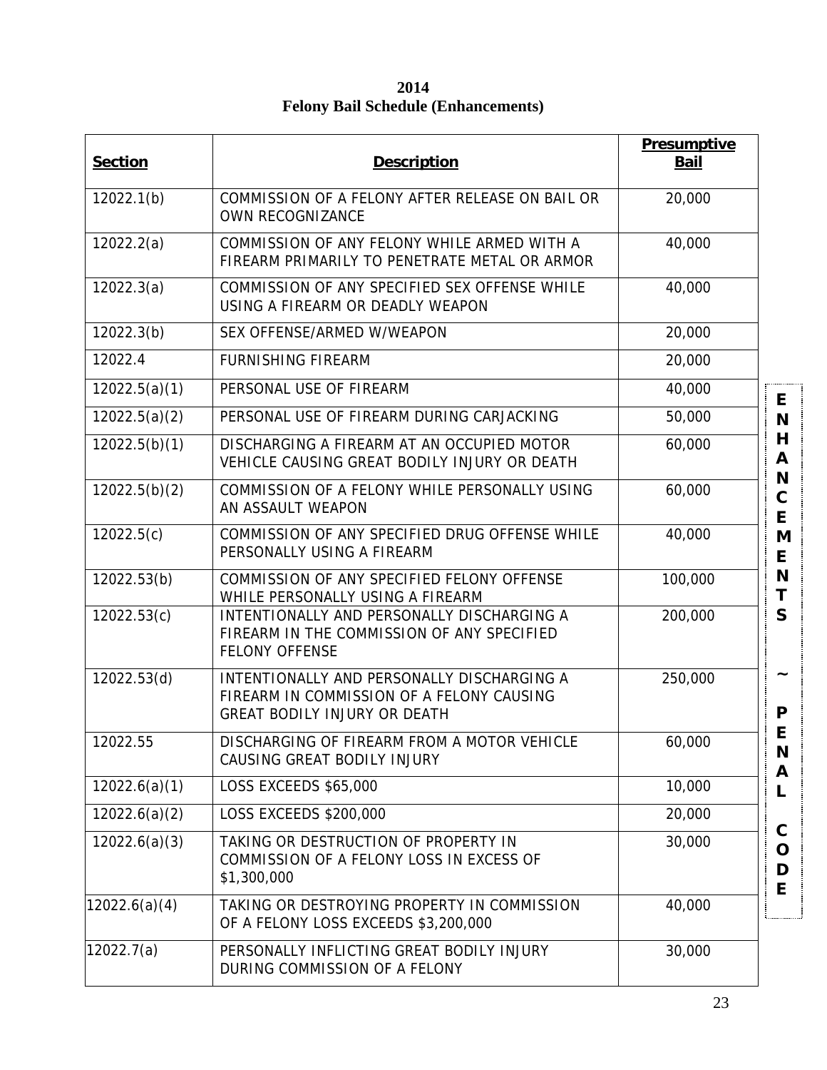# 2014
## Felony Bail Schedule (Enhancements)

| Section | Description | Presumptive Bail |
|---|---|---|
| 12022.1(b) | COMMISSION OF A FELONY AFTER RELEASE ON BAIL OR OWN RECOGNIZANCE | 20,000 |
| 12022.2(a) | COMMISSION OF ANY FELONY WHILE ARMED WITH A FIREARM PRIMARILY TO PENETRATE METAL OR ARMOR | 40,000 |
| 12022.3(a) | COMMISSION OF ANY SPECIFIED SEX OFFENSE WHILE USING A FIREARM OR DEADLY WEAPON | 40,000 |
| 12022.3(b) | SEX OFFENSE/ARMED W/WEAPON | 20,000 |
| 12022.4 | FURNISHING FIREARM | 20,000 |
| 12022.5(a)(1) | PERSONAL USE OF FIREARM | 40,000 |
| 12022.5(a)(2) | PERSONAL USE OF FIREARM DURING CARJACKING | 50,000 |
| 12022.5(b)(1) | DISCHARGING A FIREARM AT AN OCCUPIED MOTOR VEHICLE CAUSING GREAT BODILY INJURY OR DEATH | 60,000 |
| 12022.5(b)(2) | COMMISSION OF A FELONY WHILE PERSONALLY USING AN ASSAULT WEAPON | 60,000 |
| 12022.5(c) | COMMISSION OF ANY SPECIFIED DRUG OFFENSE WHILE PERSONALLY USING A FIREARM | 40,000 |
| 12022.53(b) | COMMISSION OF ANY SPECIFIED FELONY OFFENSE WHILE PERSONALLY USING A FIREARM | 100,000 |
| 12022.53(c) | INTENTIONALLY AND PERSONALLY DISCHARGING A FIREARM IN THE COMMISSION OF ANY SPECIFIED FELONY OFFENSE | 200,000 |
| 12022.53(d) | INTENTIONALLY AND PERSONALLY DISCHARGING A FIREARM IN COMMISSION OF A FELONY CAUSING GREAT BODILY INJURY OR DEATH | 250,000 |
| 12022.55 | DISCHARGING OF FIREARM FROM A MOTOR VEHICLE CAUSING GREAT BODILY INJURY | 60,000 |
| 12022.6(a)(1) | LOSS EXCEEDS $65,000 | 10,000 |
| 12022.6(a)(2) | LOSS EXCEEDS $200,000 | 20,000 |
| 12022.6(a)(3) | TAKING OR DESTRUCTION OF PROPERTY IN COMMISSION OF A FELONY LOSS IN EXCESS OF $1,300,000 | 30,000 |
| 12022.6(a)(4) | TAKING OR DESTROYING PROPERTY IN COMMISSION OF A FELONY LOSS EXCEEDS $3,200,000 | 40,000 |
| 12022.7(a) | PERSONALLY INFLICTING GREAT BODILY INJURY DURING COMMISSION OF A FELONY | 30,000 |

ENHANCEMENTS ~ PENAL CODE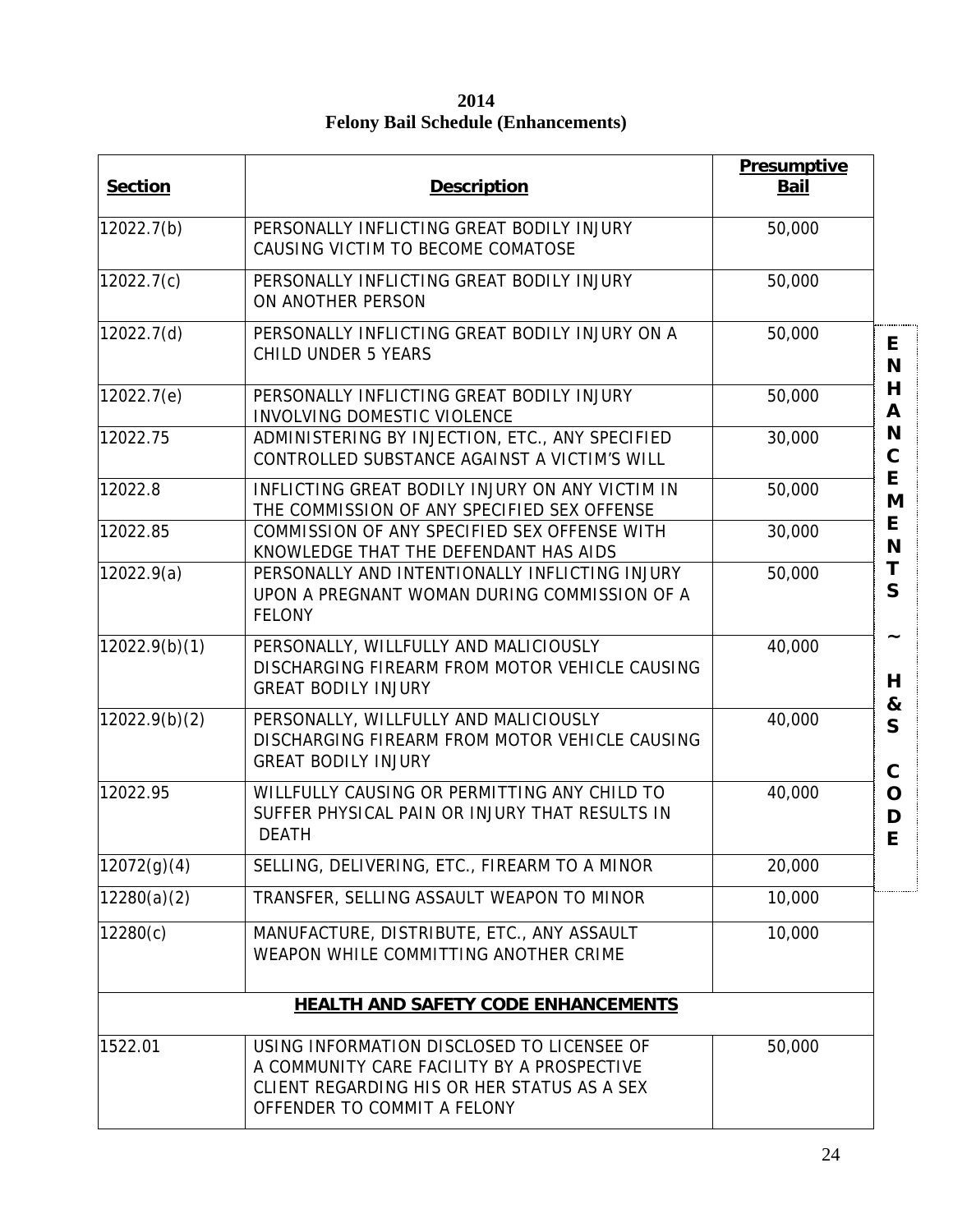# 2014
# Felony Bail Schedule (Enhancements)

| Section | Description | Presumptive Bail |
|---|---|---|
| 12022.7(b) | PERSONALLY INFLICTING GREAT BODILY INJURY CAUSING VICTIM TO BECOME COMATOSE | 50,000 |
| 12022.7(c) | PERSONALLY INFLICTING GREAT BODILY INJURY ON ANOTHER PERSON | 50,000 |
| 12022.7(d) | PERSONALLY INFLICTING GREAT BODILY INJURY ON A CHILD UNDER 5 YEARS | 50,000 |
| 12022.7(e) | PERSONALLY INFLICTING GREAT BODILY INJURY INVOLVING DOMESTIC VIOLENCE | 50,000 |
| 12022.75 | ADMINISTERING BY INJECTION, ETC., ANY SPECIFIED CONTROLLED SUBSTANCE AGAINST A VICTIM'S WILL | 30,000 |
| 12022.8 | INFLICTING GREAT BODILY INJURY ON ANY VICTIM IN THE COMMISSION OF ANY SPECIFIED SEX OFFENSE | 50,000 |
| 12022.85 | COMMISSION OF ANY SPECIFIED SEX OFFENSE WITH KNOWLEDGE THAT THE DEFENDANT HAS AIDS | 30,000 |
| 12022.9(a) | PERSONALLY AND INTENTIONALLY INFLICTING INJURY UPON A PREGNANT WOMAN DURING COMMISSION OF A FELONY | 50,000 |
| 12022.9(b)(1) | PERSONALLY, WILLFULLY AND MALICIOUSLY DISCHARGING FIREARM FROM MOTOR VEHICLE CAUSING GREAT BODILY INJURY | 40,000 |
| 12022.9(b)(2) | PERSONALLY, WILLFULLY AND MALICIOUSLY DISCHARGING FIREARM FROM MOTOR VEHICLE CAUSING GREAT BODILY INJURY | 40,000 |
| 12022.95 | WILLFULLY CAUSING OR PERMITTING ANY CHILD TO SUFFER PHYSICAL PAIN OR INJURY THAT RESULTS IN DEATH | 40,000 |
| 12072(g)(4) | SELLING, DELIVERING, ETC., FIREARM TO A MINOR | 20,000 |
| 12280(a)(2) | TRANSFER, SELLING ASSAULT WEAPON TO MINOR | 10,000 |
| 12280(c) | MANUFACTURE, DISTRIBUTE, ETC., ANY ASSAULT WEAPON WHILE COMMITTING ANOTHER CRIME | 10,000 |
| | **HEALTH AND SAFETY CODE ENHANCEMENTS** | |
| 1522.01 | USING INFORMATION DISCLOSED TO LICENSEE OF A COMMUNITY CARE FACILITY BY A PROSPECTIVE CLIENT REGARDING HIS OR HER STATUS AS A SEX OFFENDER TO COMMIT A FELONY | 50,000 |

ENHANCEMENTS ~ H & S CODE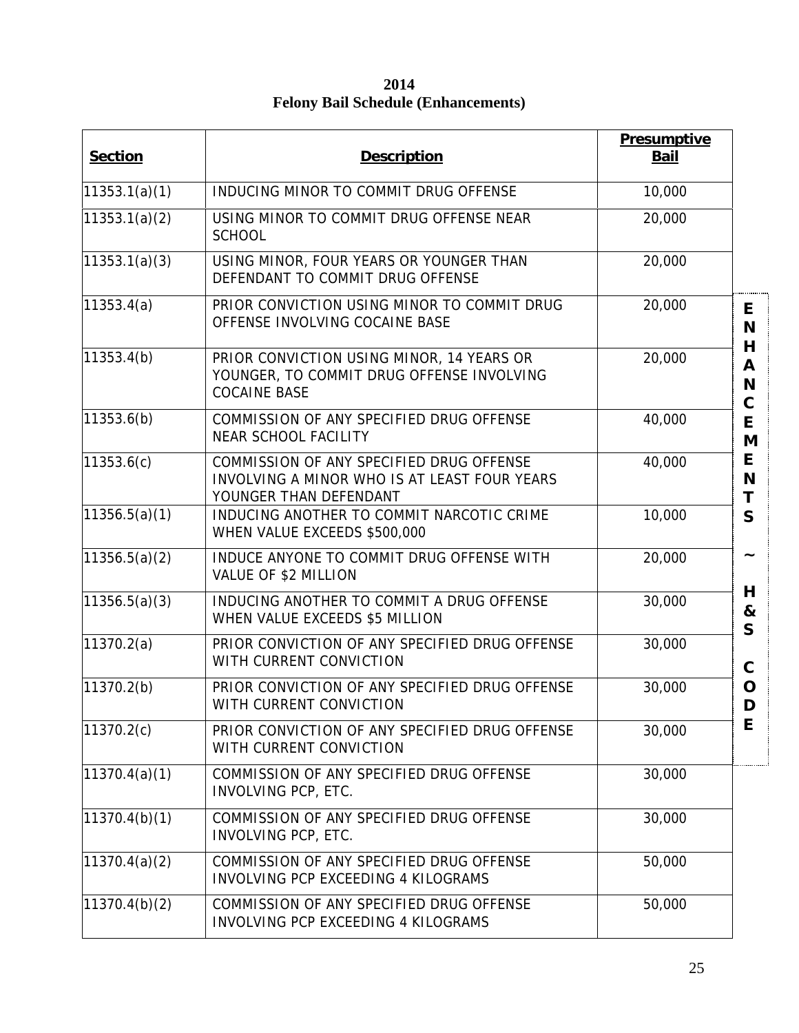# 2014
## Felony Bail Schedule (Enhancements)

| Section | Description | Presumptive Bail |
|---|---|---|
| 11353.1(a)(1) | INDUCING MINOR TO COMMIT DRUG OFFENSE | 10,000 |
| 11353.1(a)(2) | USING MINOR TO COMMIT DRUG OFFENSE NEAR SCHOOL | 20,000 |
| 11353.1(a)(3) | USING MINOR, FOUR YEARS OR YOUNGER THAN DEFENDANT TO COMMIT DRUG OFFENSE | 20,000 |
| 11353.4(a) | PRIOR CONVICTION USING MINOR TO COMMIT DRUG OFFENSE INVOLVING COCAINE BASE | 20,000 |
| 11353.4(b) | PRIOR CONVICTION USING MINOR, 14 YEARS OR YOUNGER, TO COMMIT DRUG OFFENSE INVOLVING COCAINE BASE | 20,000 |
| 11353.6(b) | COMMISSION OF ANY SPECIFIED DRUG OFFENSE NEAR SCHOOL FACILITY | 40,000 |
| 11353.6(c) | COMMISSION OF ANY SPECIFIED DRUG OFFENSE INVOLVING A MINOR WHO IS AT LEAST FOUR YEARS YOUNGER THAN DEFENDANT | 40,000 |
| 11356.5(a)(1) | INDUCING ANOTHER TO COMMIT NARCOTIC CRIME WHEN VALUE EXCEEDS $500,000 | 10,000 |
| 11356.5(a)(2) | INDUCE ANYONE TO COMMIT DRUG OFFENSE WITH VALUE OF $2 MILLION | 20,000 |
| 11356.5(a)(3) | INDUCING ANOTHER TO COMMIT A DRUG OFFENSE WHEN VALUE EXCEEDS $5 MILLION | 30,000 |
| 11370.2(a) | PRIOR CONVICTION OF ANY SPECIFIED DRUG OFFENSE WITH CURRENT CONVICTION | 30,000 |
| 11370.2(b) | PRIOR CONVICTION OF ANY SPECIFIED DRUG OFFENSE WITH CURRENT CONVICTION | 30,000 |
| 11370.2(c) | PRIOR CONVICTION OF ANY SPECIFIED DRUG OFFENSE WITH CURRENT CONVICTION | 30,000 |
| 11370.4(a)(1) | COMMISSION OF ANY SPECIFIED DRUG OFFENSE INVOLVING PCP, ETC. | 30,000 |
| 11370.4(b)(1) | COMMISSION OF ANY SPECIFIED DRUG OFFENSE INVOLVING PCP, ETC. | 30,000 |
| 11370.4(a)(2) | COMMISSION OF ANY SPECIFIED DRUG OFFENSE INVOLVING PCP EXCEEDING 4 KILOGRAMS | 50,000 |
| 11370.4(b)(2) | COMMISSION OF ANY SPECIFIED DRUG OFFENSE INVOLVING PCP EXCEEDING 4 KILOGRAMS | 50,000 |

ENHANCEMENTS ~ H&S CODE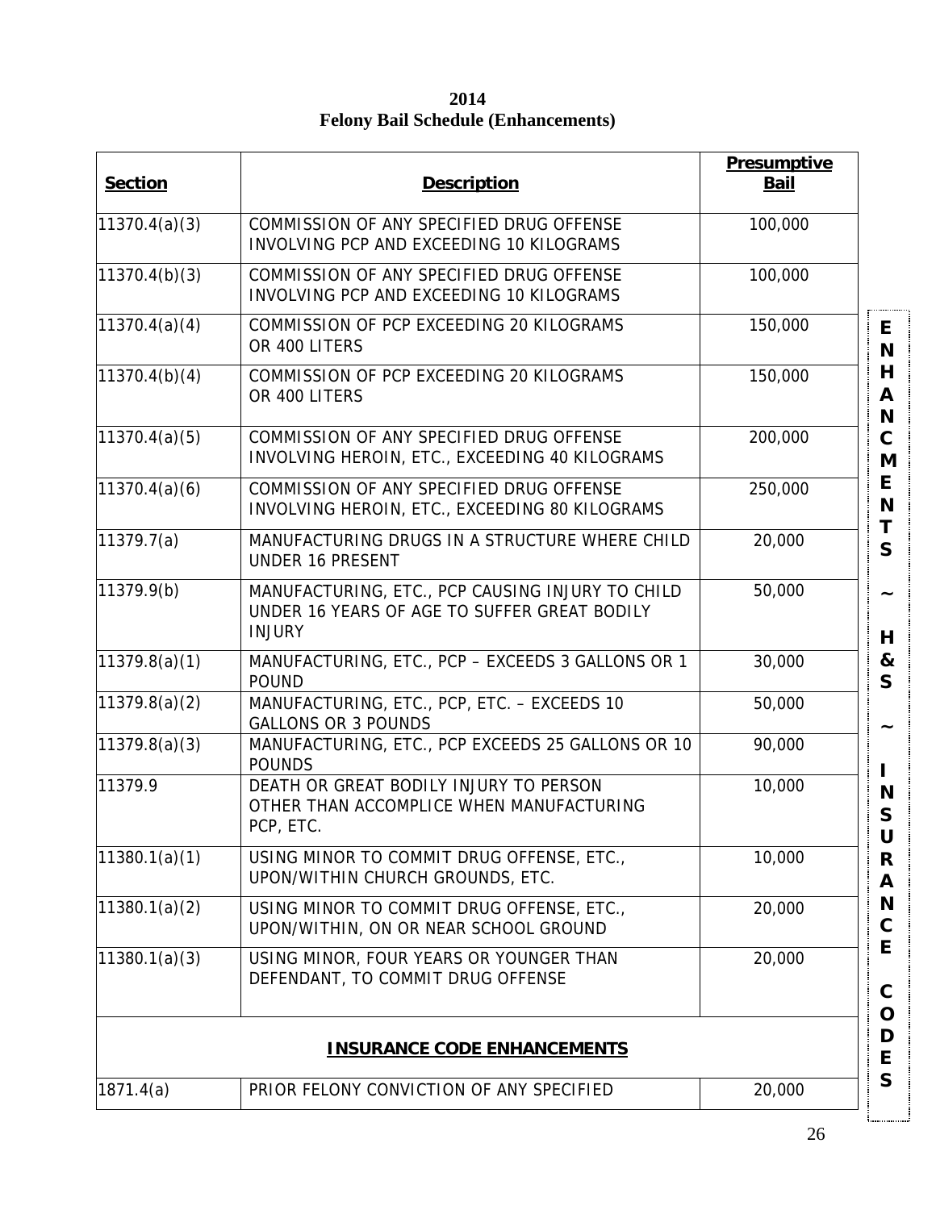# 2014
# Felony Bail Schedule (Enhancements)

| Section | Description | Presumptive Bail |
|---|---|---|
| 11370.4(a)(3) | COMMISSION OF ANY SPECIFIED DRUG OFFENSE INVOLVING PCP AND EXCEEDING 10 KILOGRAMS | 100,000 |
| 11370.4(b)(3) | COMMISSION OF ANY SPECIFIED DRUG OFFENSE INVOLVING PCP AND EXCEEDING 10 KILOGRAMS | 100,000 |
| 11370.4(a)(4) | COMMISSION OF PCP EXCEEDING 20 KILOGRAMS OR 400 LITERS | 150,000 |
| 11370.4(b)(4) | COMMISSION OF PCP EXCEEDING 20 KILOGRAMS OR 400 LITERS | 150,000 |
| 11370.4(a)(5) | COMMISSION OF ANY SPECIFIED DRUG OFFENSE INVOLVING HEROIN, ETC., EXCEEDING 40 KILOGRAMS | 200,000 |
| 11370.4(a)(6) | COMMISSION OF ANY SPECIFIED DRUG OFFENSE INVOLVING HEROIN, ETC., EXCEEDING 80 KILOGRAMS | 250,000 |
| 11379.7(a) | MANUFACTURING DRUGS IN A STRUCTURE WHERE CHILD UNDER 16 PRESENT | 20,000 |
| 11379.9(b) | MANUFACTURING, ETC., PCP CAUSING INJURY TO CHILD UNDER 16 YEARS OF AGE TO SUFFER GREAT BODILY INJURY | 50,000 |
| 11379.8(a)(1) | MANUFACTURING, ETC., PCP – EXCEEDS 3 GALLONS OR 1 POUND | 30,000 |
| 11379.8(a)(2) | MANUFACTURING, ETC., PCP, ETC. – EXCEEDS 10 GALLONS OR 3 POUNDS | 50,000 |
| 11379.8(a)(3) | MANUFACTURING, ETC., PCP EXCEEDS 25 GALLONS OR 10 POUNDS | 90,000 |
| 11379.9 | DEATH OR GREAT BODILY INJURY TO PERSON OTHER THAN ACCOMPLICE WHEN MANUFACTURING PCP, ETC. | 10,000 |
| 11380.1(a)(1) | USING MINOR TO COMMIT DRUG OFFENSE, ETC., UPON/WITHIN CHURCH GROUNDS, ETC. | 10,000 |
| 11380.1(a)(2) | USING MINOR TO COMMIT DRUG OFFENSE, ETC., UPON/WITHIN, ON OR NEAR SCHOOL GROUND | 20,000 |
| 11380.1(a)(3) | USING MINOR, FOUR YEARS OR YOUNGER THAN DEFENDANT, TO COMMIT DRUG OFFENSE | 20,000 |
| | **INSURANCE CODE ENHANCEMENTS** | |
| 1871.4(a) | PRIOR FELONY CONVICTION OF ANY SPECIFIED | 20,000 |

ENHANCEMENTS ~ H&S ~ INSURANCE CODES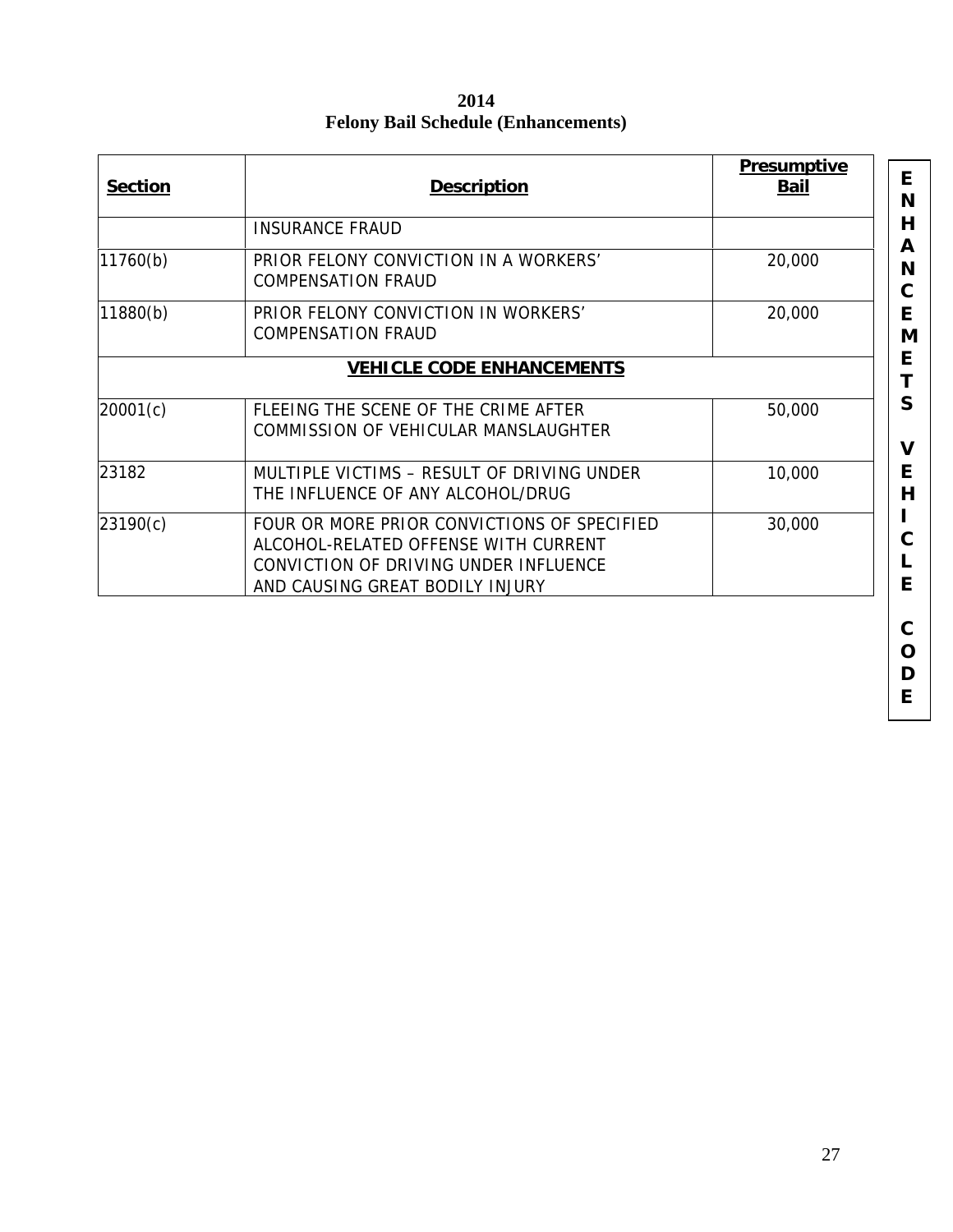# 2014
# Felony Bail Schedule (Enhancements)

| Section | Description | Presumptive Bail |
|---|---|---|
| | INSURANCE FRAUD | |
| 11760(b) | PRIOR FELONY CONVICTION IN A WORKERS' COMPENSATION FRAUD | 20,000 |
| 11880(b) | PRIOR FELONY CONVICTION IN WORKERS' COMPENSATION FRAUD | 20,000 |
| | **VEHICLE CODE ENHANCEMENTS** | |
| 20001(c) | FLEEING THE SCENE OF THE CRIME AFTER COMMISSION OF VEHICULAR MANSLAUGHTER | 50,000 |
| 23182 | MULTIPLE VICTIMS – RESULT OF DRIVING UNDER THE INFLUENCE OF ANY ALCOHOL/DRUG | 10,000 |
| 23190(c) | FOUR OR MORE PRIOR CONVICTIONS OF SPECIFIED ALCOHOL-RELATED OFFENSE WITH CURRENT CONVICTION OF DRIVING UNDER INFLUENCE AND CAUSING GREAT BODILY INJURY | 30,000 |

ENHANCEMETS VEHICLE CODE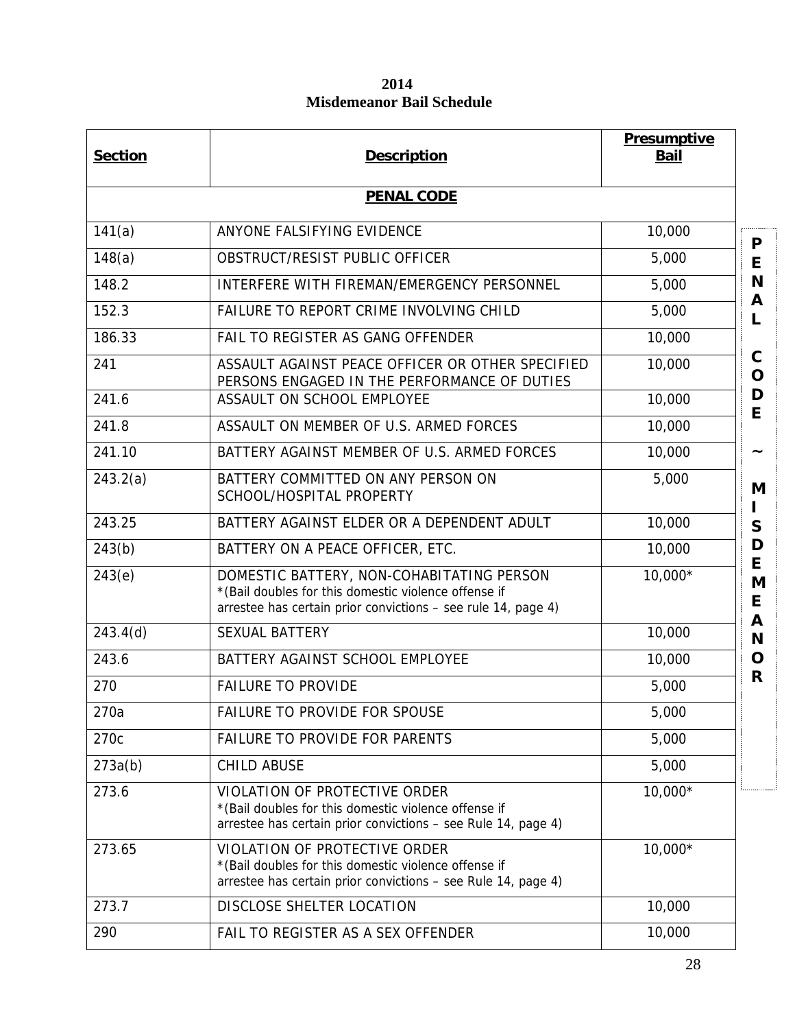**2014**
**Misdemeanor Bail Schedule**

| Section | Description | Presumptive Bail |
|---|---|---|
| **PENAL CODE** | | |
| 141(a) | ANYONE FALSIFYING EVIDENCE | 10,000 |
| 148(a) | OBSTRUCT/RESIST PUBLIC OFFICER | 5,000 |
| 148.2 | INTERFERE WITH FIREMAN/EMERGENCY PERSONNEL | 5,000 |
| 152.3 | FAILURE TO REPORT CRIME INVOLVING CHILD | 5,000 |
| 186.33 | FAIL TO REGISTER AS GANG OFFENDER | 10,000 |
| 241 | ASSAULT AGAINST PEACE OFFICER OR OTHER SPECIFIED PERSONS ENGAGED IN THE PERFORMANCE OF DUTIES | 10,000 |
| 241.6 | ASSAULT ON SCHOOL EMPLOYEE | 10,000 |
| 241.8 | ASSAULT ON MEMBER OF U.S. ARMED FORCES | 10,000 |
| 241.10 | BATTERY AGAINST MEMBER OF U.S. ARMED FORCES | 10,000 |
| 243.2(a) | BATTERY COMMITTED ON ANY PERSON ON SCHOOL/HOSPITAL PROPERTY | 5,000 |
| 243.25 | BATTERY AGAINST ELDER OR A DEPENDENT ADULT | 10,000 |
| 243(b) | BATTERY ON A PEACE OFFICER, ETC. | 10,000 |
| 243(e) | DOMESTIC BATTERY, NON-COHABITATING PERSON *(Bail doubles for this domestic violence offense if arrestee has certain prior convictions – see rule 14, page 4) | 10,000* |
| 243.4(d) | SEXUAL BATTERY | 10,000 |
| 243.6 | BATTERY AGAINST SCHOOL EMPLOYEE | 10,000 |
| 270 | FAILURE TO PROVIDE | 5,000 |
| 270a | FAILURE TO PROVIDE FOR SPOUSE | 5,000 |
| 270c | FAILURE TO PROVIDE FOR PARENTS | 5,000 |
| 273a(b) | CHILD ABUSE | 5,000 |
| 273.6 | VIOLATION OF PROTECTIVE ORDER *(Bail doubles for this domestic violence offense if arrestee has certain prior convictions – see Rule 14, page 4) | 10,000* |
| 273.65 | VIOLATION OF PROTECTIVE ORDER *(Bail doubles for this domestic violence offense if arrestee has certain prior convictions – see Rule 14, page 4) | 10,000* |
| 273.7 | DISCLOSE SHELTER LOCATION | 10,000 |
| 290 | FAIL TO REGISTER AS A SEX OFFENDER | 10,000 |

PENAL CODE ~ MISDEMEANOR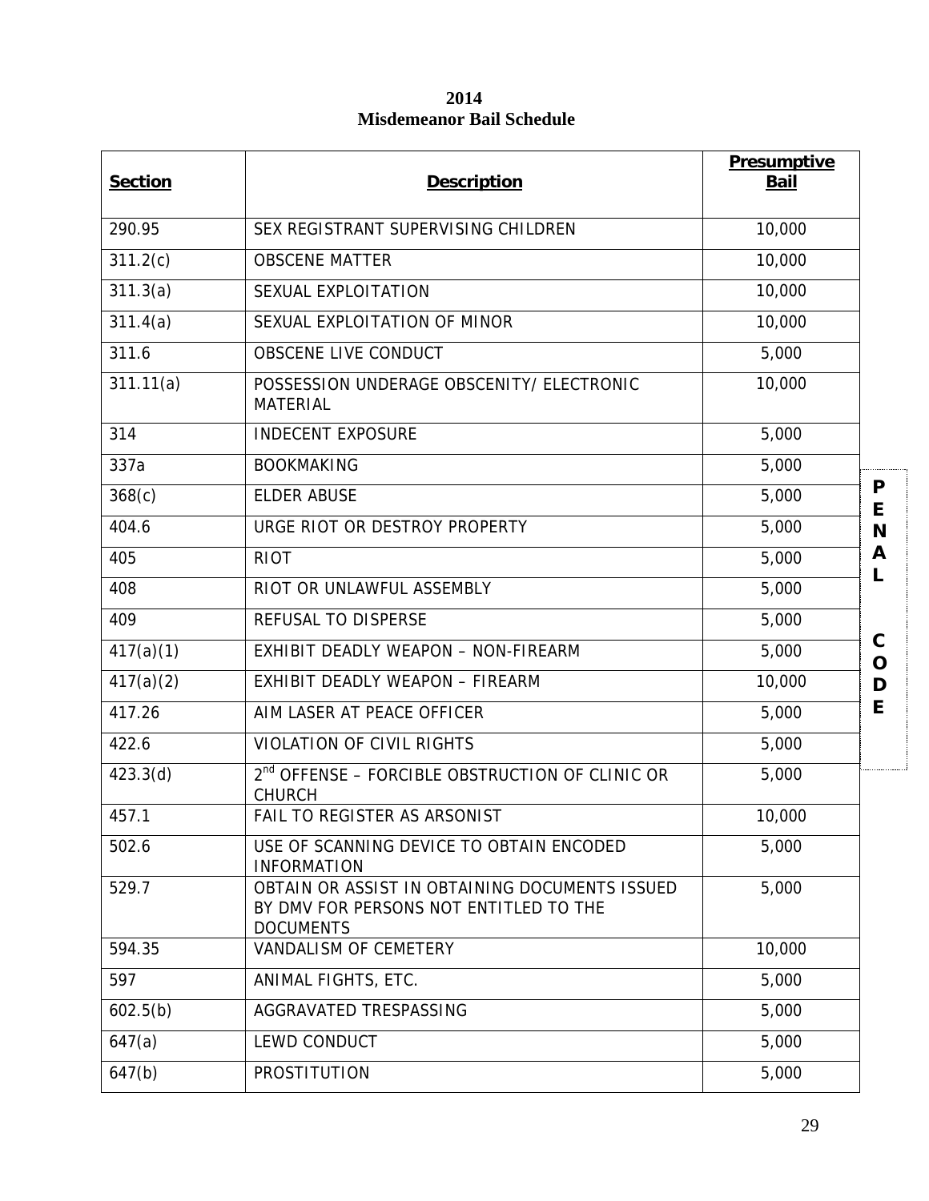# 2014
## Misdemeanor Bail Schedule

| Section | Description | Presumptive Bail |
|---|---|---|
| 290.95 | SEX REGISTRANT SUPERVISING CHILDREN | 10,000 |
| 311.2(c) | OBSCENE MATTER | 10,000 |
| 311.3(a) | SEXUAL EXPLOITATION | 10,000 |
| 311.4(a) | SEXUAL EXPLOITATION OF MINOR | 10,000 |
| 311.6 | OBSCENE LIVE CONDUCT | 5,000 |
| 311.11(a) | POSSESSION UNDERAGE OBSCENITY/ ELECTRONIC MATERIAL | 10,000 |
| 314 | INDECENT EXPOSURE | 5,000 |
| 337a | BOOKMAKING | 5,000 |
| 368(c) | ELDER ABUSE | 5,000 |
| 404.6 | URGE RIOT OR DESTROY PROPERTY | 5,000 |
| 405 | RIOT | 5,000 |
| 408 | RIOT OR UNLAWFUL ASSEMBLY | 5,000 |
| 409 | REFUSAL TO DISPERSE | 5,000 |
| 417(a)(1) | EXHIBIT DEADLY WEAPON – NON-FIREARM | 5,000 |
| 417(a)(2) | EXHIBIT DEADLY WEAPON – FIREARM | 10,000 |
| 417.26 | AIM LASER AT PEACE OFFICER | 5,000 |
| 422.6 | VIOLATION OF CIVIL RIGHTS | 5,000 |
| 423.3(d) | 2nd OFFENSE – FORCIBLE OBSTRUCTION OF CLINIC OR CHURCH | 5,000 |
| 457.1 | FAIL TO REGISTER AS ARSONIST | 10,000 |
| 502.6 | USE OF SCANNING DEVICE TO OBTAIN ENCODED INFORMATION | 5,000 |
| 529.7 | OBTAIN OR ASSIST IN OBTAINING DOCUMENTS ISSUED BY DMV FOR PERSONS NOT ENTITLED TO THE DOCUMENTS | 5,000 |
| 594.35 | VANDALISM OF CEMETERY | 10,000 |
| 597 | ANIMAL FIGHTS, ETC. | 5,000 |
| 602.5(b) | AGGRAVATED TRESPASSING | 5,000 |
| 647(a) | LEWD CONDUCT | 5,000 |
| 647(b) | PROSTITUTION | 5,000 |

PENAL CODE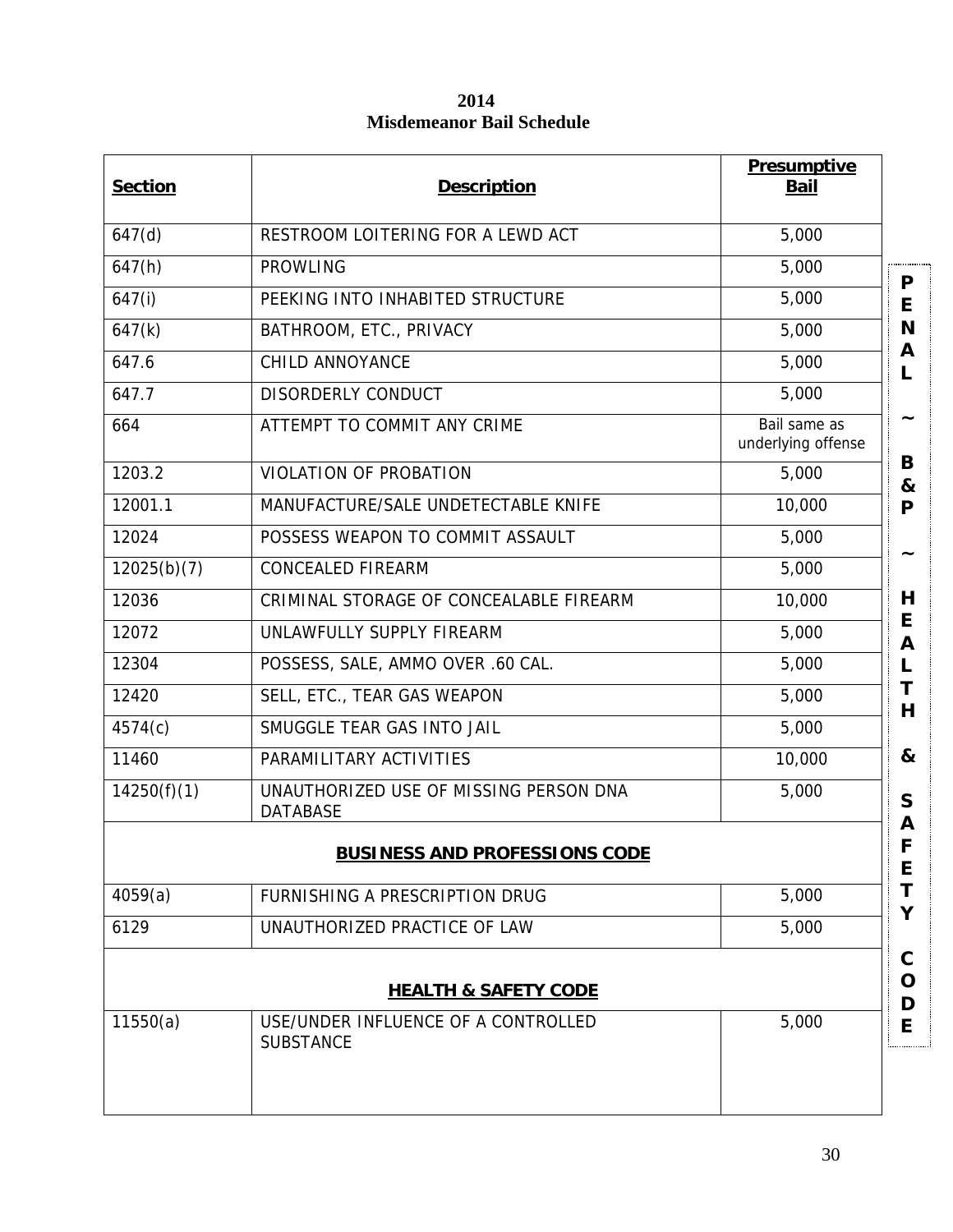**2014**
**Misdemeanor Bail Schedule**

| Section | Description | Presumptive Bail |
|---|---|---|
| 647(d) | RESTROOM LOITERING FOR A LEWD ACT | 5,000 |
| 647(h) | PROWLING | 5,000 |
| 647(i) | PEEKING INTO INHABITED STRUCTURE | 5,000 |
| 647(k) | BATHROOM, ETC., PRIVACY | 5,000 |
| 647.6 | CHILD ANNOYANCE | 5,000 |
| 647.7 | DISORDERLY CONDUCT | 5,000 |
| 664 | ATTEMPT TO COMMIT ANY CRIME | Bail same as underlying offense |
| 1203.2 | VIOLATION OF PROBATION | 5,000 |
| 12001.1 | MANUFACTURE/SALE UNDETECTABLE KNIFE | 10,000 |
| 12024 | POSSESS WEAPON TO COMMIT ASSAULT | 5,000 |
| 12025(b)(7) | CONCEALED FIREARM | 5,000 |
| 12036 | CRIMINAL STORAGE OF CONCEALABLE FIREARM | 10,000 |
| 12072 | UNLAWFULLY SUPPLY FIREARM | 5,000 |
| 12304 | POSSESS, SALE, AMMO OVER .60 CAL. | 5,000 |
| 12420 | SELL, ETC., TEAR GAS WEAPON | 5,000 |
| 4574(c) | SMUGGLE TEAR GAS INTO JAIL | 5,000 |
| 11460 | PARAMILITARY ACTIVITIES | 10,000 |
| 14250(f)(1) | UNAUTHORIZED USE OF MISSING PERSON DNA DATABASE | 5,000 |
| **BUSINESS AND PROFESSIONS CODE** | | |
| 4059(a) | FURNISHING A PRESCRIPTION DRUG | 5,000 |
| 6129 | UNAUTHORIZED PRACTICE OF LAW | 5,000 |
| **HEALTH & SAFETY CODE** | | |
| 11550(a) | USE/UNDER INFLUENCE OF A CONTROLLED SUBSTANCE | 5,000 |

PENAL ~ B&P ~ HEALTH & SAFETY CODE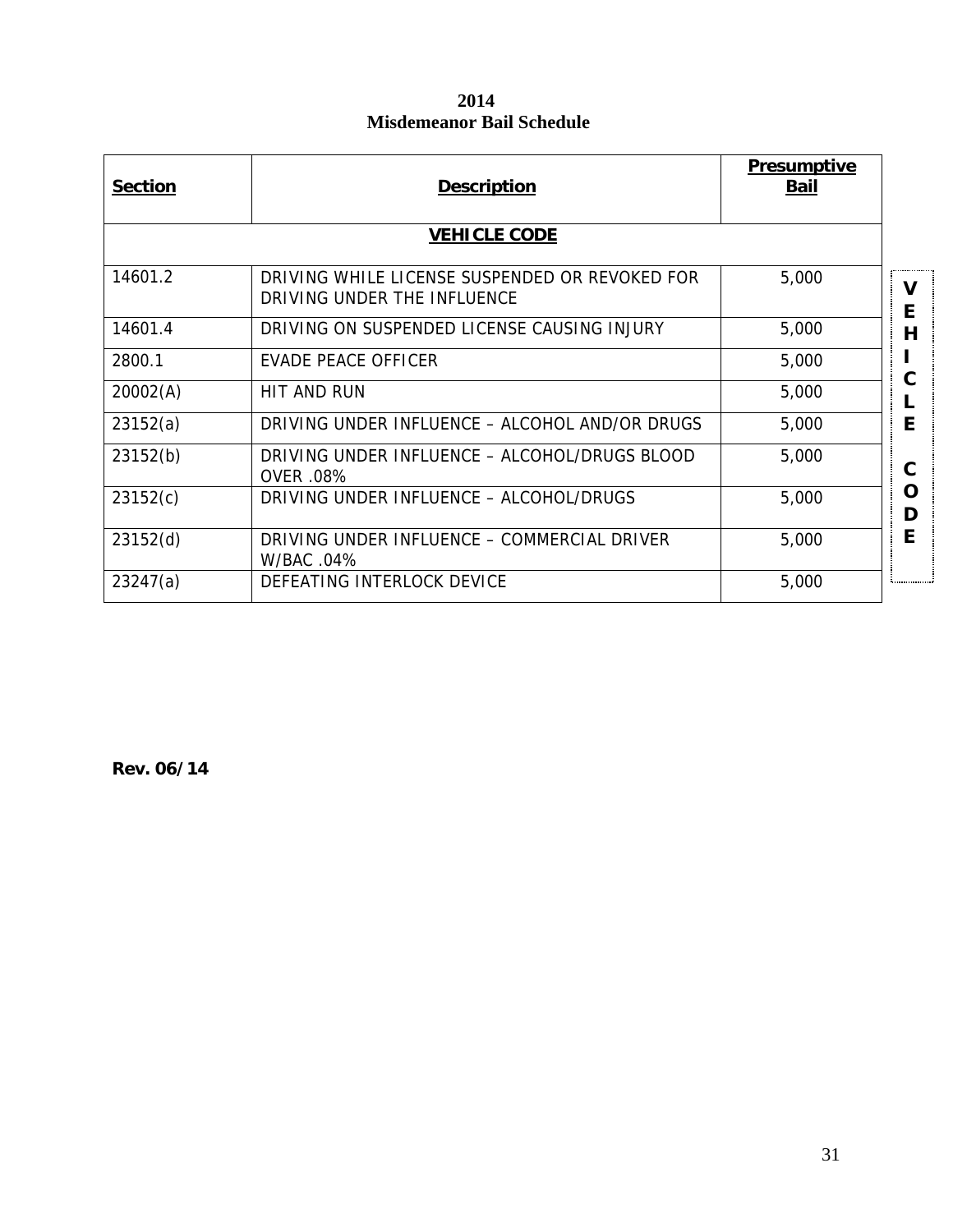**2014**
**Misdemeanor Bail Schedule**

| Section | Description | Presumptive Bail |
|---|---|---|
| | **VEHICLE CODE** | |
| 14601.2 | DRIVING WHILE LICENSE SUSPENDED OR REVOKED FOR DRIVING UNDER THE INFLUENCE | 5,000 |
| 14601.4 | DRIVING ON SUSPENDED LICENSE CAUSING INJURY | 5,000 |
| 2800.1 | EVADE PEACE OFFICER | 5,000 |
| 20002(A) | HIT AND RUN | 5,000 |
| 23152(a) | DRIVING UNDER INFLUENCE – ALCOHOL AND/OR DRUGS | 5,000 |
| 23152(b) | DRIVING UNDER INFLUENCE – ALCOHOL/DRUGS BLOOD OVER .08% | 5,000 |
| 23152(c) | DRIVING UNDER INFLUENCE – ALCOHOL/DRUGS | 5,000 |
| 23152(d) | DRIVING UNDER INFLUENCE – COMMERCIAL DRIVER W/BAC .04% | 5,000 |
| 23247(a) | DEFEATING INTERLOCK DEVICE | 5,000 |

VEHICLE CODE

**Rev. 06/14**